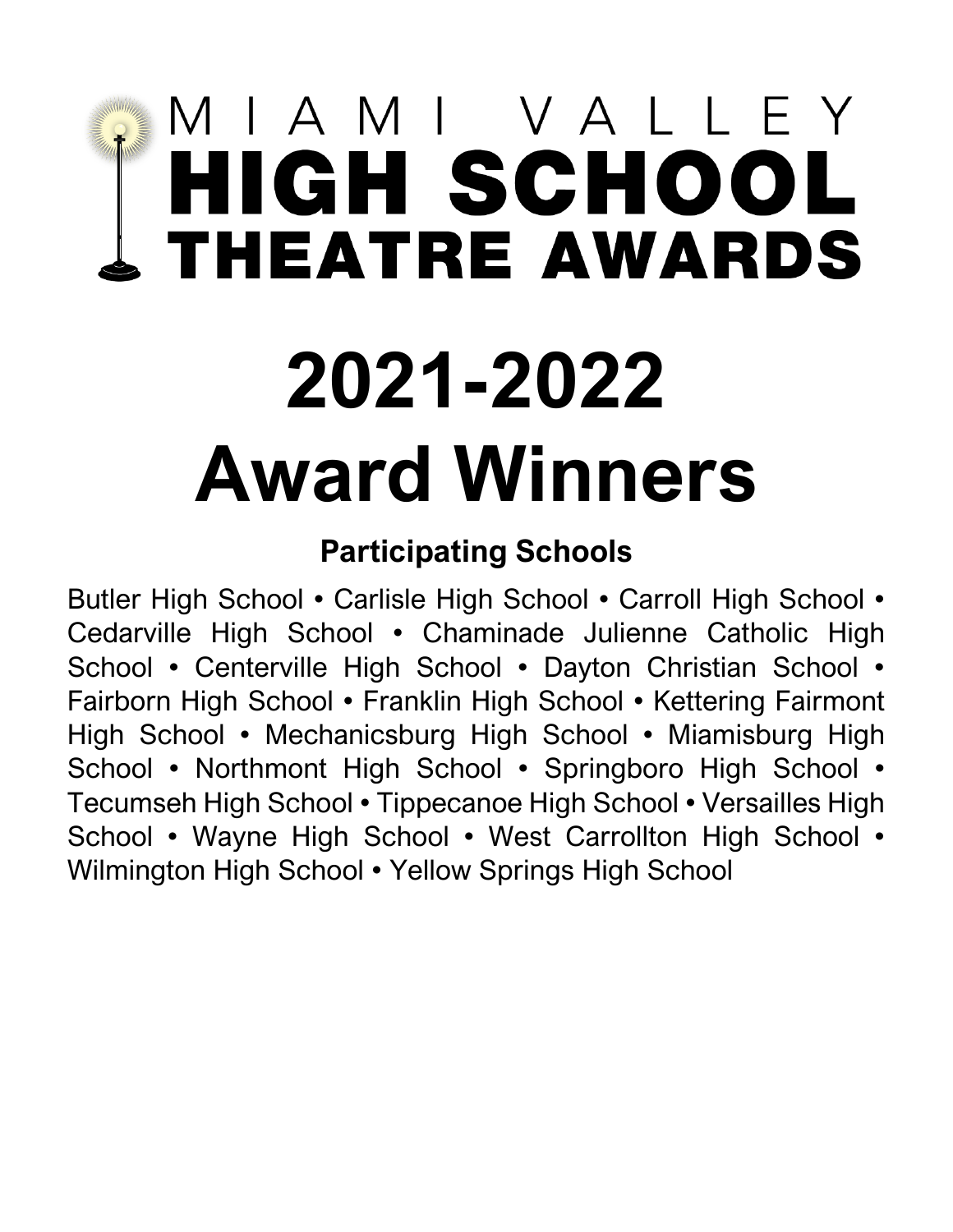# MIAMI VALLEY HIGH SCHOOL THEATRE AWARDS

# 2021-2022 Award Winners

## Participating Schools

Butler High School • Carlisle High School • Carroll High School • Cedarville High School • Chaminade Julienne Catholic High School • Centerville High School • Dayton Christian School • Fairborn High School • Franklin High School • Kettering Fairmont High School • Mechanicsburg High School • Miamisburg High School • Northmont High School • Springboro High School • Tecumseh High School • Tippecanoe High School • Versailles High School • Wayne High School • West Carrollton High School • Wilmington High School • Yellow Springs High School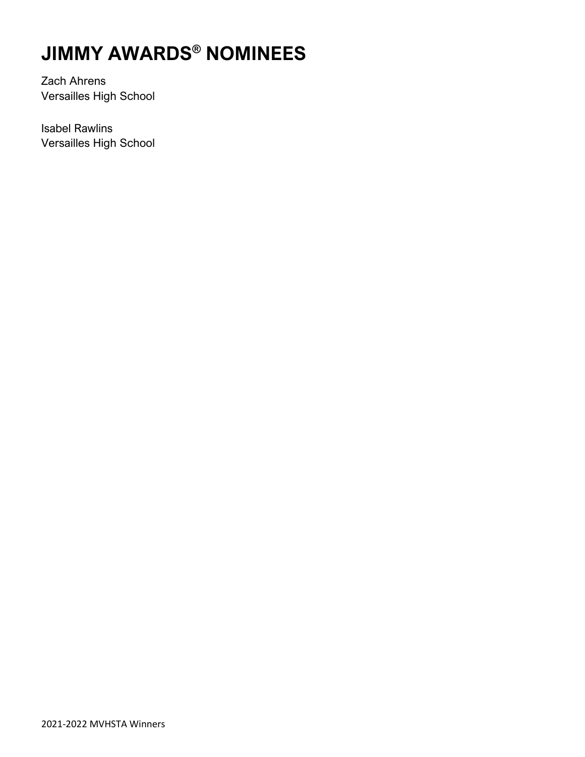# JIMMY AWARDS® NOMINEES

Zach Ahrens
Versailles High School

Isabel Rawlins
Versailles High School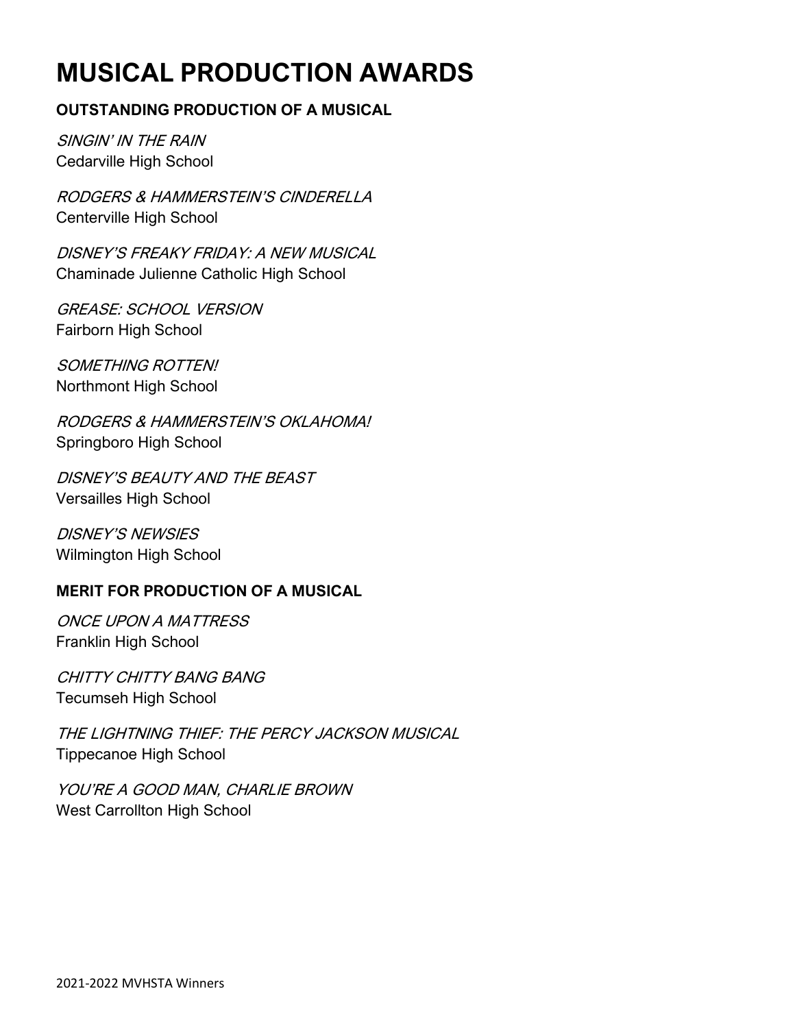# MUSICAL PRODUCTION AWARDS

### OUTSTANDING PRODUCTION OF A MUSICAL

*SINGIN' IN THE RAIN*
Cedarville High School

*RODGERS & HAMMERSTEIN'S CINDERELLA*
Centerville High School

*DISNEY'S FREAKY FRIDAY: A NEW MUSICAL*
Chaminade Julienne Catholic High School

*GREASE: SCHOOL VERSION*
Fairborn High School

*SOMETHING ROTTEN!*
Northmont High School

*RODGERS & HAMMERSTEIN'S OKLAHOMA!*
Springboro High School

*DISNEY'S BEAUTY AND THE BEAST*
Versailles High School

*DISNEY'S NEWSIES*
Wilmington High School

### MERIT FOR PRODUCTION OF A MUSICAL

*ONCE UPON A MATTRESS*
Franklin High School

*CHITTY CHITTY BANG BANG*
Tecumseh High School

*THE LIGHTNING THIEF: THE PERCY JACKSON MUSICAL*
Tippecanoe High School

*YOU'RE A GOOD MAN, CHARLIE BROWN*
West Carrollton High School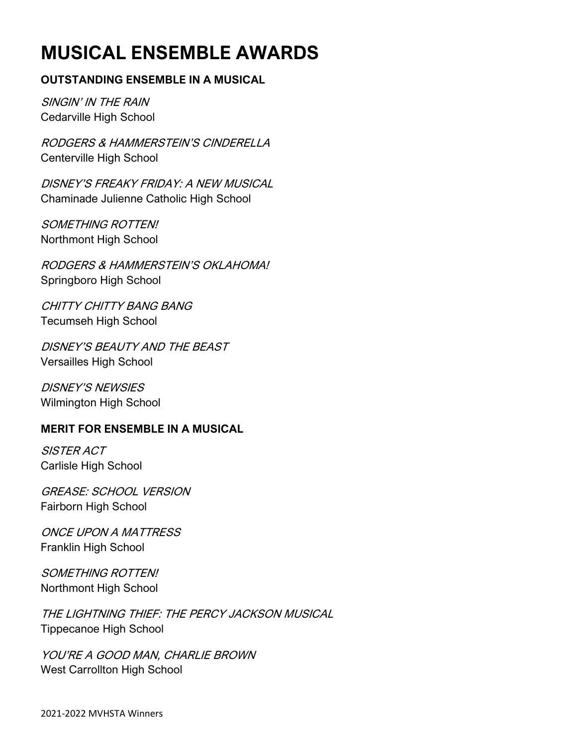# MUSICAL ENSEMBLE AWARDS

### OUTSTANDING ENSEMBLE IN A MUSICAL

*SINGIN' IN THE RAIN*
Cedarville High School

*RODGERS & HAMMERSTEIN'S CINDERELLA*
Centerville High School

*DISNEY'S FREAKY FRIDAY: A NEW MUSICAL*
Chaminade Julienne Catholic High School

*SOMETHING ROTTEN!*
Northmont High School

*RODGERS & HAMMERSTEIN'S OKLAHOMA!*
Springboro High School

*CHITTY CHITTY BANG BANG*
Tecumseh High School

*DISNEY'S BEAUTY AND THE BEAST*
Versailles High School

*DISNEY'S NEWSIES*
Wilmington High School

### MERIT FOR ENSEMBLE IN A MUSICAL

*SISTER ACT*
Carlisle High School

*GREASE: SCHOOL VERSION*
Fairborn High School

*ONCE UPON A MATTRESS*
Franklin High School

*SOMETHING ROTTEN!*
Northmont High School

*THE LIGHTNING THIEF: THE PERCY JACKSON MUSICAL*
Tippecanoe High School

*YOU'RE A GOOD MAN, CHARLIE BROWN*
West Carrollton High School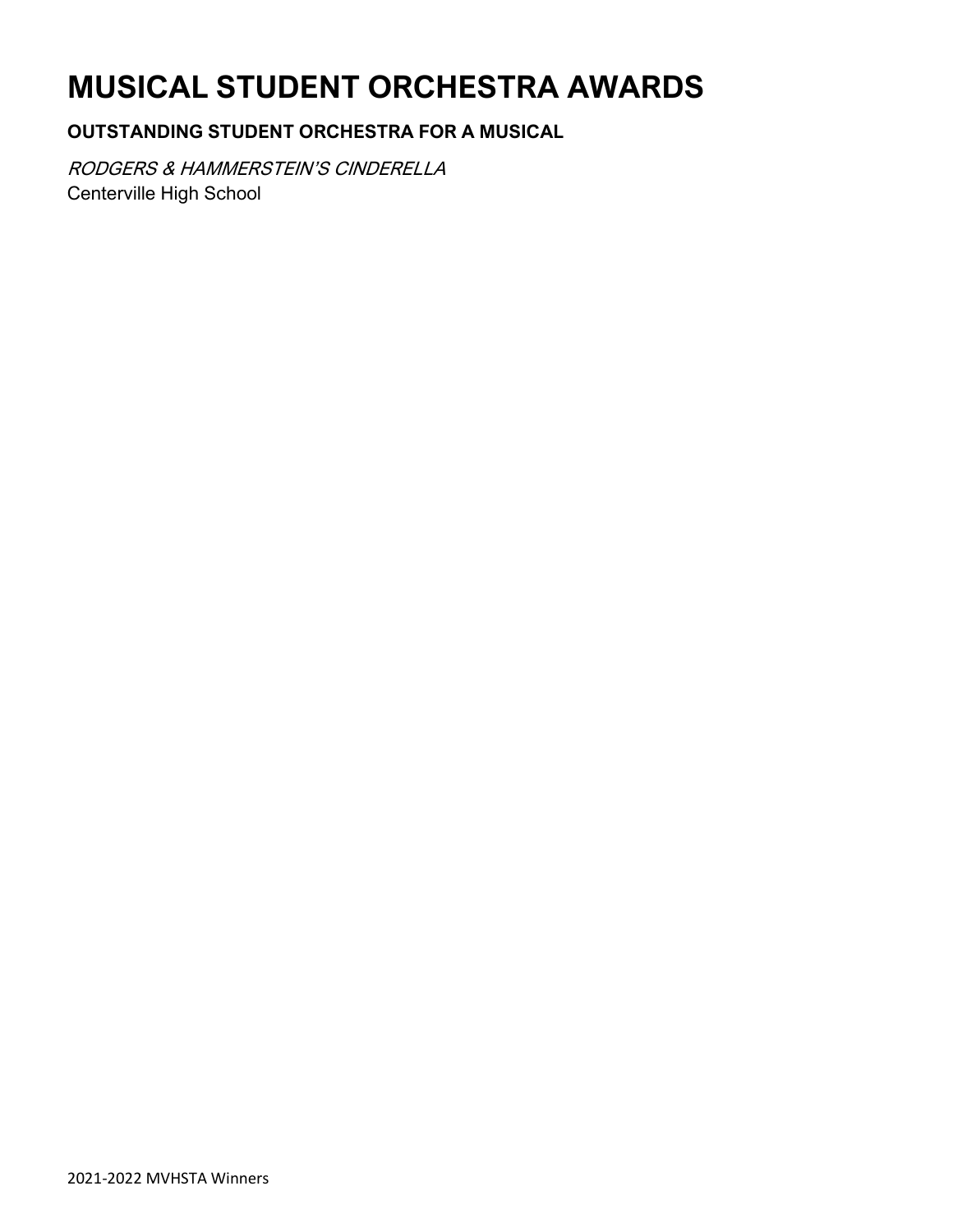# MUSICAL STUDENT ORCHESTRA AWARDS

### OUTSTANDING STUDENT ORCHESTRA FOR A MUSICAL

*RODGERS & HAMMERSTEIN'S CINDERELLA*
Centerville High School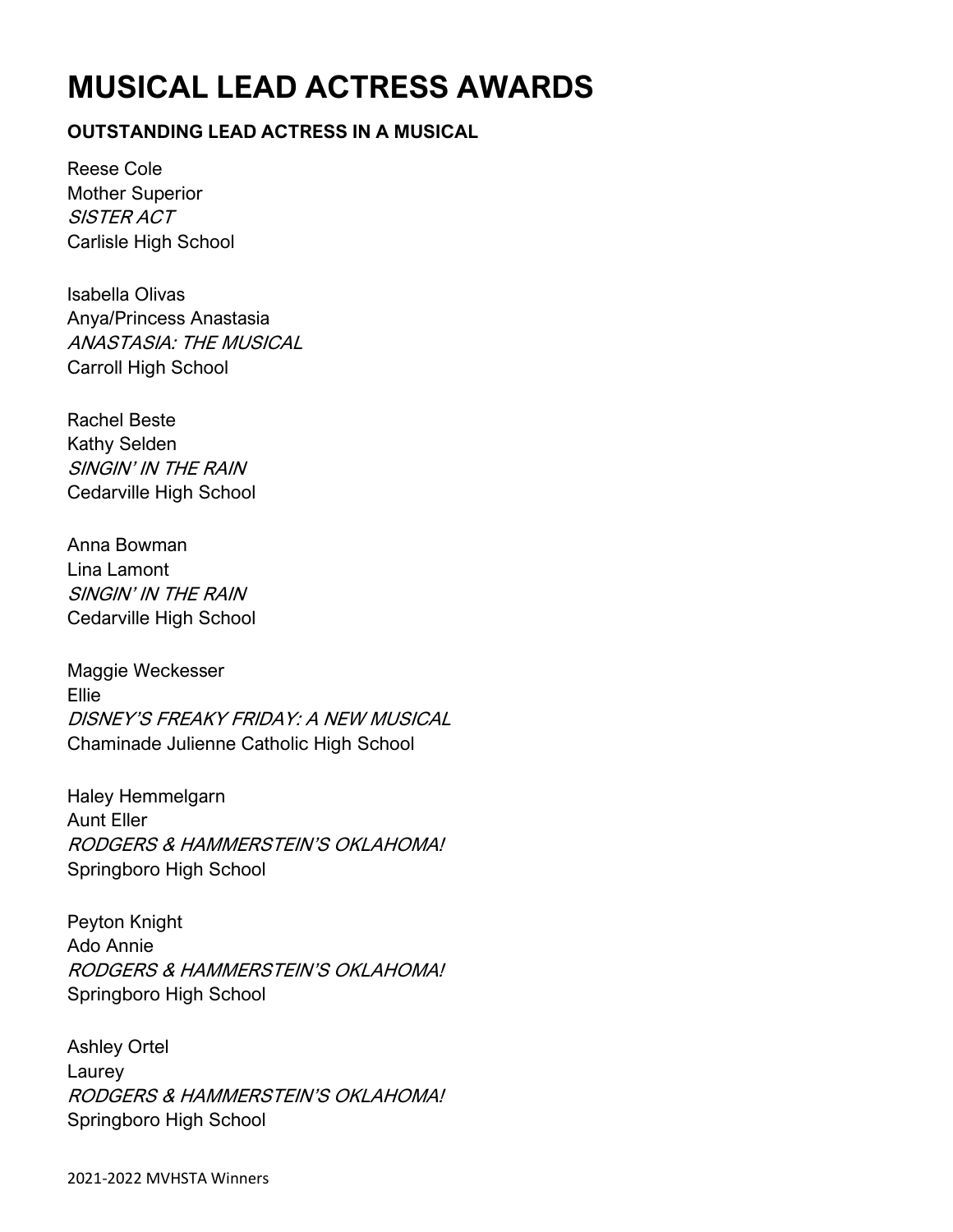# MUSICAL LEAD ACTRESS AWARDS

**OUTSTANDING LEAD ACTRESS IN A MUSICAL**

Reese Cole
Mother Superior
*SISTER ACT*
Carlisle High School

Isabella Olivas
Anya/Princess Anastasia
*ANASTASIA: THE MUSICAL*
Carroll High School

Rachel Beste
Kathy Selden
*SINGIN' IN THE RAIN*
Cedarville High School

Anna Bowman
Lina Lamont
*SINGIN' IN THE RAIN*
Cedarville High School

Maggie Weckesser
Ellie
*DISNEY'S FREAKY FRIDAY: A NEW MUSICAL*
Chaminade Julienne Catholic High School

Haley Hemmelgarn
Aunt Eller
*RODGERS & HAMMERSTEIN'S OKLAHOMA!*
Springboro High School

Peyton Knight
Ado Annie
*RODGERS & HAMMERSTEIN'S OKLAHOMA!*
Springboro High School

Ashley Ortel
Laurey
*RODGERS & HAMMERSTEIN'S OKLAHOMA!*
Springboro High School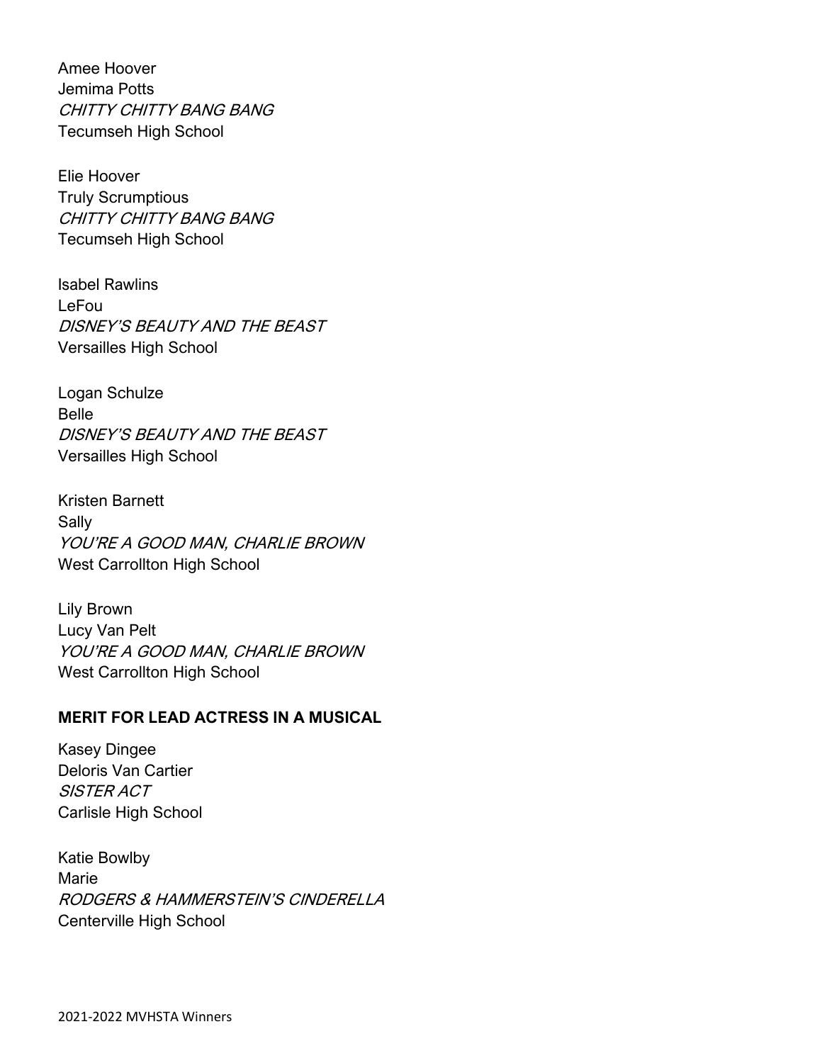Amee Hoover
Jemima Potts
*CHITTY CHITTY BANG BANG*
Tecumseh High School

Elie Hoover
Truly Scrumptious
*CHITTY CHITTY BANG BANG*
Tecumseh High School

Isabel Rawlins
LeFou
*DISNEY'S BEAUTY AND THE BEAST*
Versailles High School

Logan Schulze
Belle
*DISNEY'S BEAUTY AND THE BEAST*
Versailles High School

Kristen Barnett
Sally
*YOU'RE A GOOD MAN, CHARLIE BROWN*
West Carrollton High School

Lily Brown
Lucy Van Pelt
*YOU'RE A GOOD MAN, CHARLIE BROWN*
West Carrollton High School

**MERIT FOR LEAD ACTRESS IN A MUSICAL**

Kasey Dingee
Deloris Van Cartier
*SISTER ACT*
Carlisle High School

Katie Bowlby
Marie
*RODGERS & HAMMERSTEIN'S CINDERELLA*
Centerville High School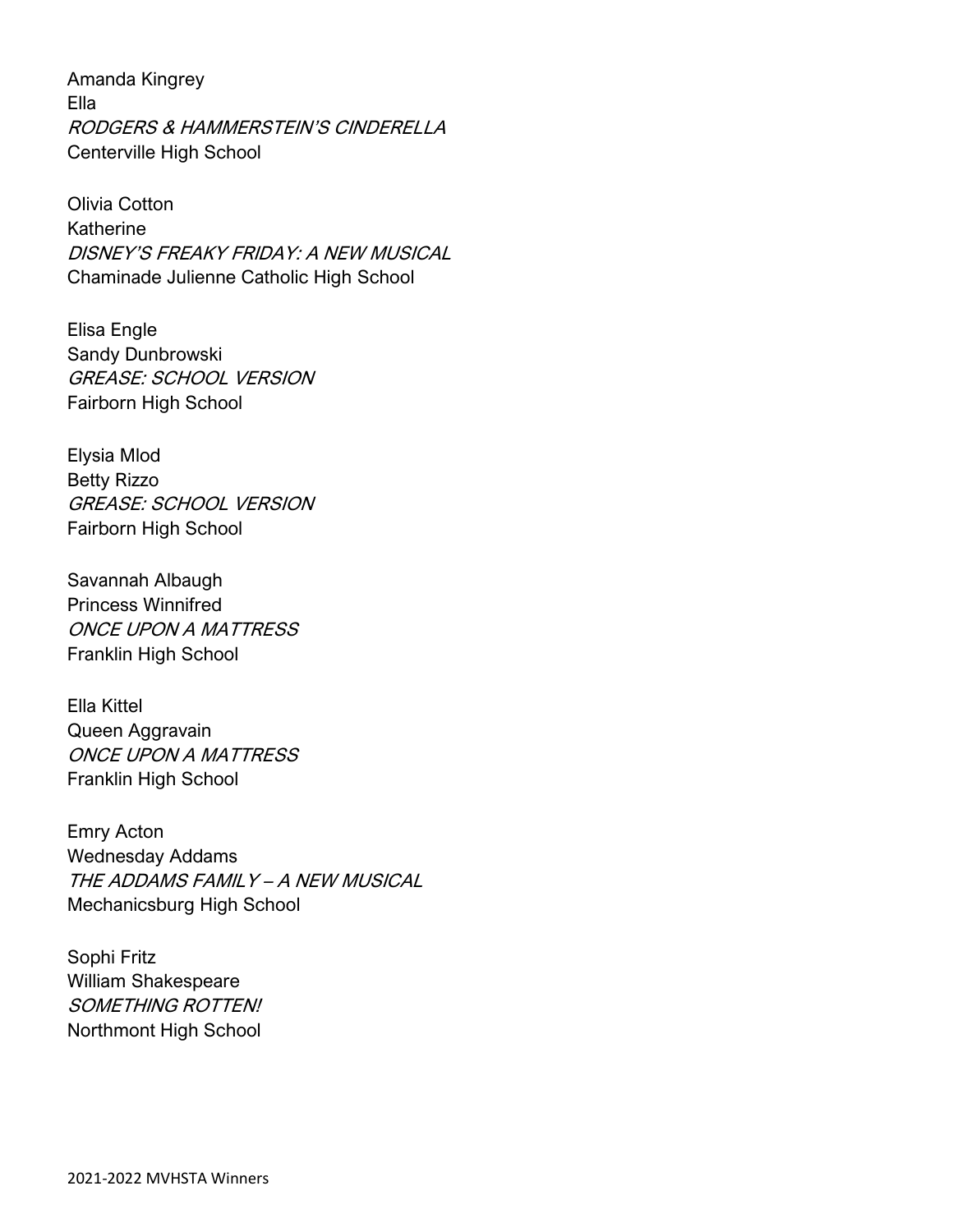Amanda Kingrey
Ella
*RODGERS & HAMMERSTEIN'S CINDERELLA*
Centerville High School

Olivia Cotton
Katherine
*DISNEY'S FREAKY FRIDAY: A NEW MUSICAL*
Chaminade Julienne Catholic High School

Elisa Engle
Sandy Dunbrowski
*GREASE: SCHOOL VERSION*
Fairborn High School

Elysia Mlod
Betty Rizzo
*GREASE: SCHOOL VERSION*
Fairborn High School

Savannah Albaugh
Princess Winnifred
*ONCE UPON A MATTRESS*
Franklin High School

Ella Kittel
Queen Aggravain
*ONCE UPON A MATTRESS*
Franklin High School

Emry Acton
Wednesday Addams
*THE ADDAMS FAMILY – A NEW MUSICAL*
Mechanicsburg High School

Sophi Fritz
William Shakespeare
*SOMETHING ROTTEN!*
Northmont High School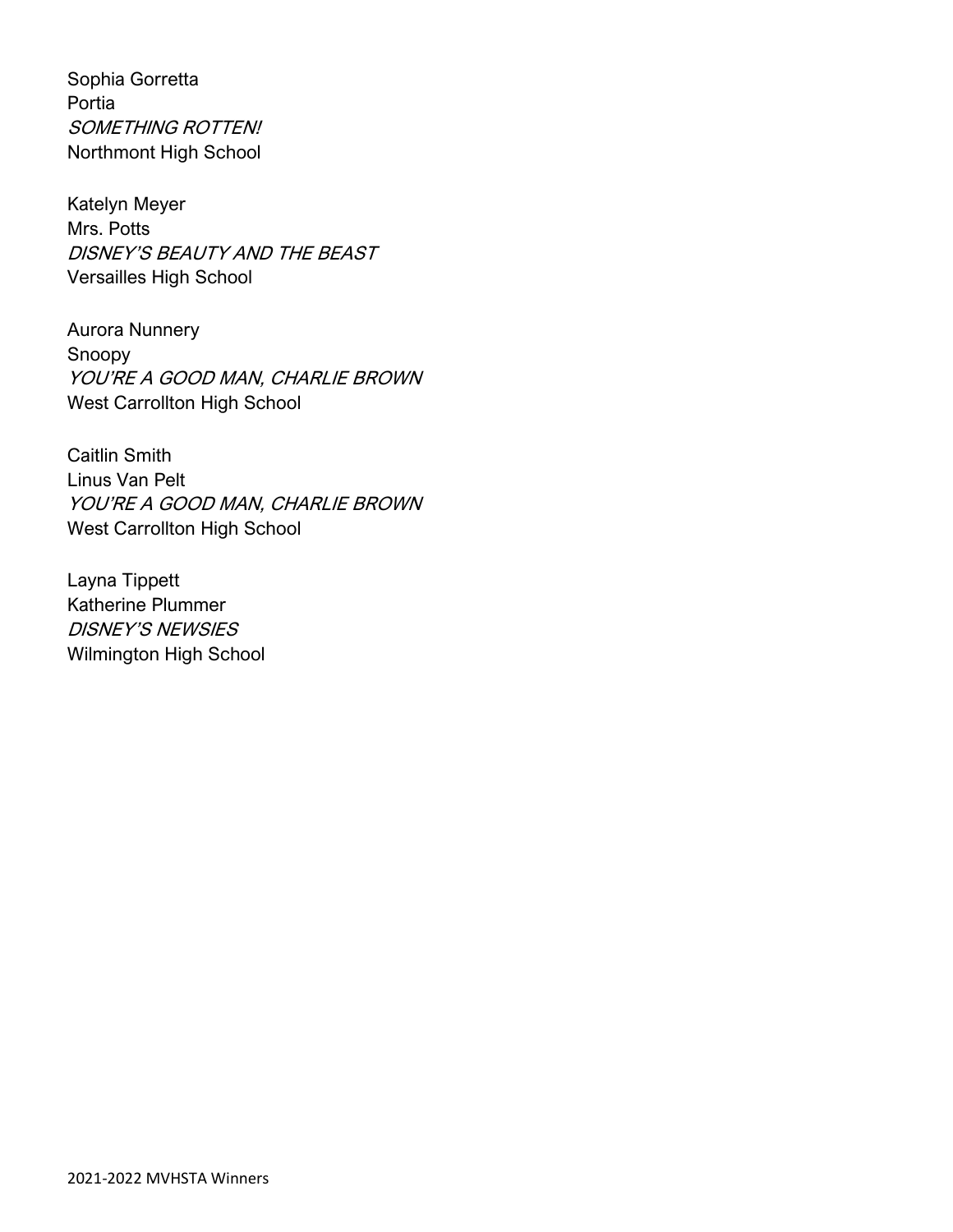Sophia Gorretta
Portia
*SOMETHING ROTTEN!*
Northmont High School

Katelyn Meyer
Mrs. Potts
*DISNEY'S BEAUTY AND THE BEAST*
Versailles High School

Aurora Nunnery
Snoopy
*YOU'RE A GOOD MAN, CHARLIE BROWN*
West Carrollton High School

Caitlin Smith
Linus Van Pelt
*YOU'RE A GOOD MAN, CHARLIE BROWN*
West Carrollton High School

Layna Tippett
Katherine Plummer
*DISNEY'S NEWSIES*
Wilmington High School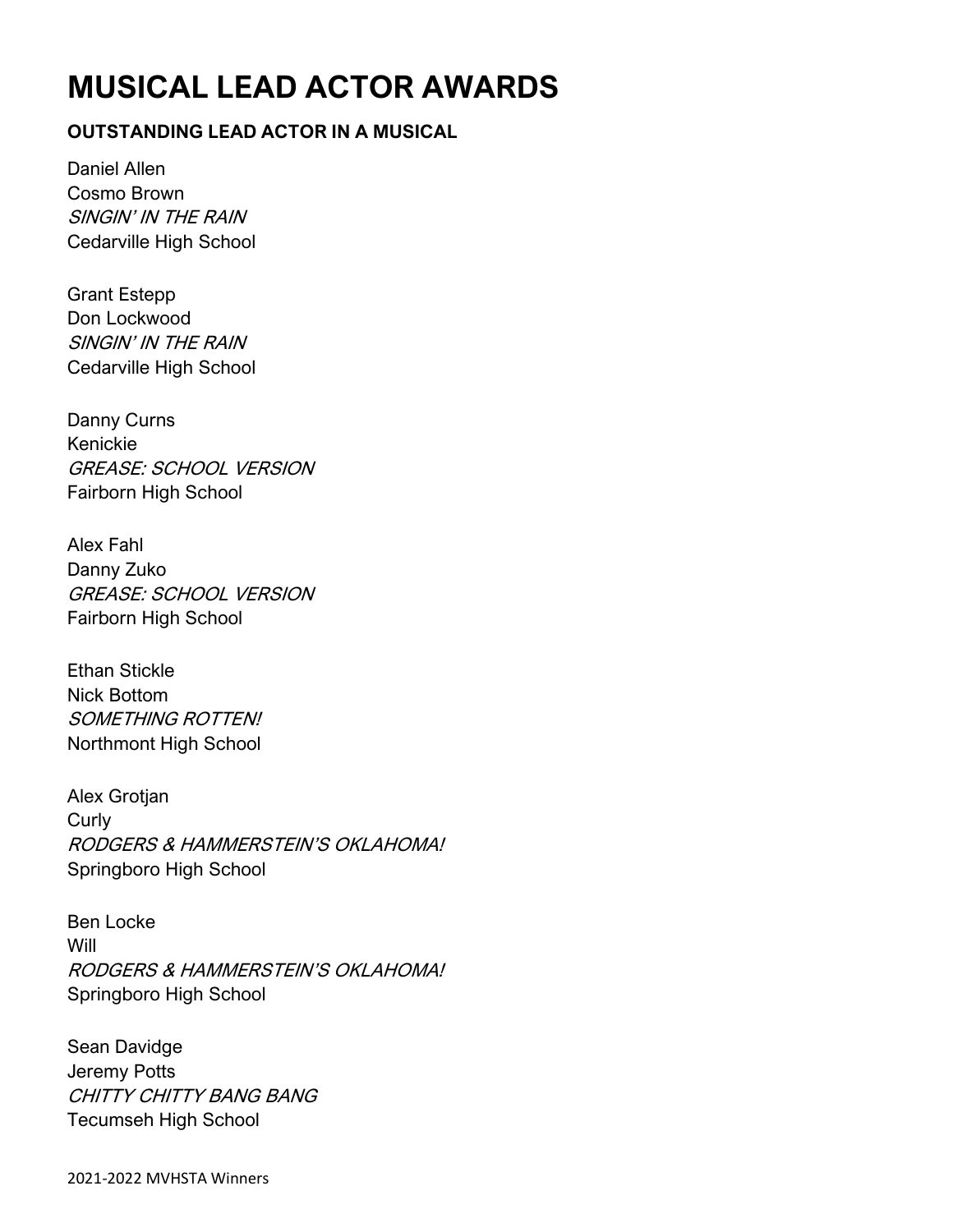# MUSICAL LEAD ACTOR AWARDS

### OUTSTANDING LEAD ACTOR IN A MUSICAL

Daniel Allen
Cosmo Brown
*SINGIN' IN THE RAIN*
Cedarville High School

Grant Estepp
Don Lockwood
*SINGIN' IN THE RAIN*
Cedarville High School

Danny Curns
Kenickie
*GREASE: SCHOOL VERSION*
Fairborn High School

Alex Fahl
Danny Zuko
*GREASE: SCHOOL VERSION*
Fairborn High School

Ethan Stickle
Nick Bottom
*SOMETHING ROTTEN!*
Northmont High School

Alex Grotjan
Curly
*RODGERS & HAMMERSTEIN'S OKLAHOMA!*
Springboro High School

Ben Locke
Will
*RODGERS & HAMMERSTEIN'S OKLAHOMA!*
Springboro High School

Sean Davidge
Jeremy Potts
*CHITTY CHITTY BANG BANG*
Tecumseh High School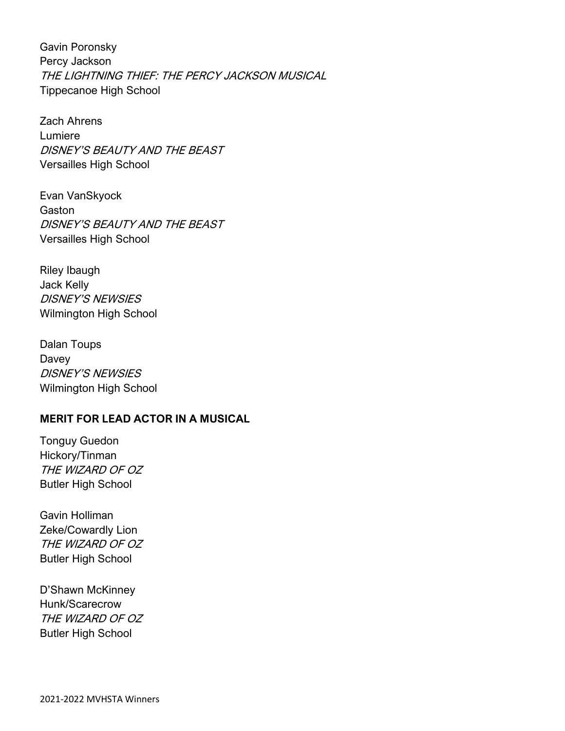Gavin Poronsky
Percy Jackson
*THE LIGHTNING THIEF: THE PERCY JACKSON MUSICAL*
Tippecanoe High School

Zach Ahrens
Lumiere
*DISNEY'S BEAUTY AND THE BEAST*
Versailles High School

Evan VanSkyock
Gaston
*DISNEY'S BEAUTY AND THE BEAST*
Versailles High School

Riley Ibaugh
Jack Kelly
*DISNEY'S NEWSIES*
Wilmington High School

Dalan Toups
Davey
*DISNEY'S NEWSIES*
Wilmington High School

**MERIT FOR LEAD ACTOR IN A MUSICAL**

Tonguy Guedon
Hickory/Tinman
*THE WIZARD OF OZ*
Butler High School

Gavin Holliman
Zeke/Cowardly Lion
*THE WIZARD OF OZ*
Butler High School

D'Shawn McKinney
Hunk/Scarecrow
*THE WIZARD OF OZ*
Butler High School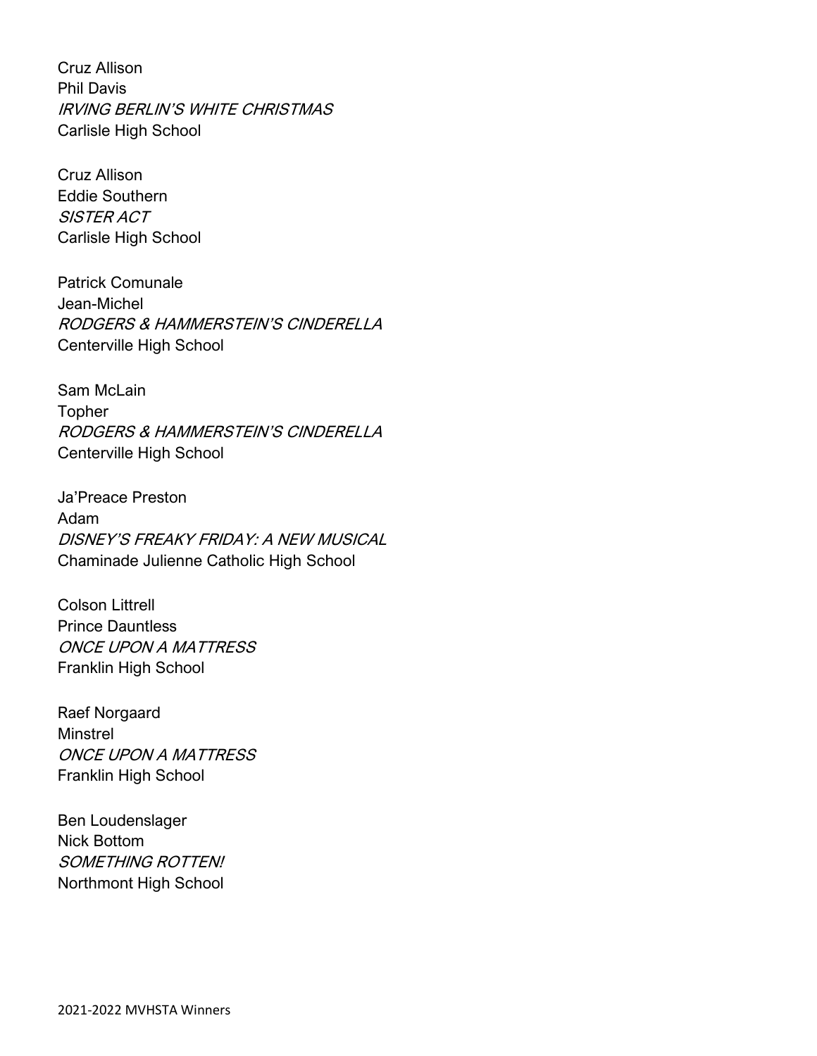Cruz Allison
Phil Davis
*IRVING BERLIN'S WHITE CHRISTMAS*
Carlisle High School

Cruz Allison
Eddie Southern
*SISTER ACT*
Carlisle High School

Patrick Comunale
Jean-Michel
*RODGERS & HAMMERSTEIN'S CINDERELLA*
Centerville High School

Sam McLain
Topher
*RODGERS & HAMMERSTEIN'S CINDERELLA*
Centerville High School

Ja'Preace Preston
Adam
*DISNEY'S FREAKY FRIDAY: A NEW MUSICAL*
Chaminade Julienne Catholic High School

Colson Littrell
Prince Dauntless
*ONCE UPON A MATTRESS*
Franklin High School

Raef Norgaard
Minstrel
*ONCE UPON A MATTRESS*
Franklin High School

Ben Loudenslager
Nick Bottom
*SOMETHING ROTTEN!*
Northmont High School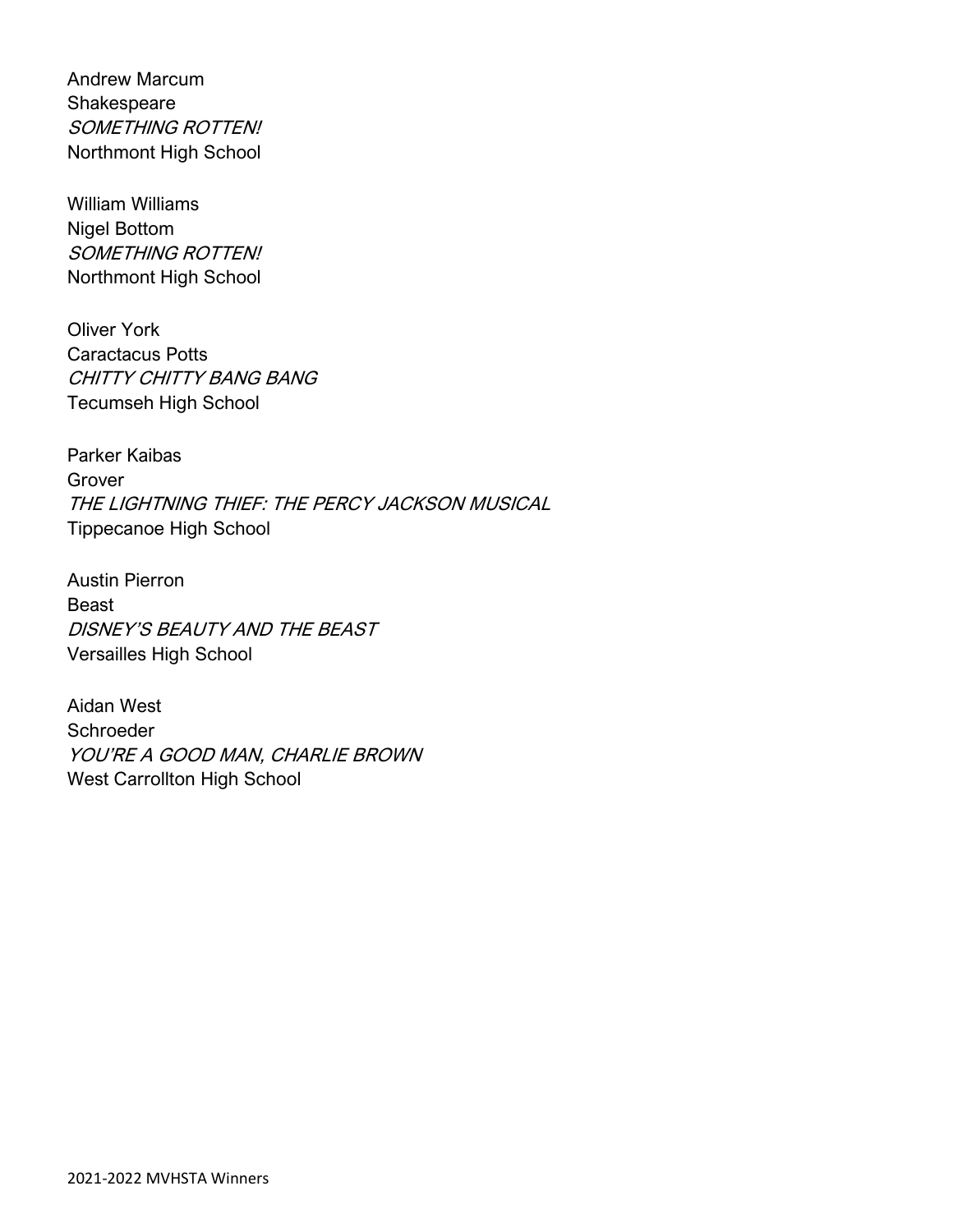Andrew Marcum
Shakespeare
*SOMETHING ROTTEN!*
Northmont High School

William Williams
Nigel Bottom
*SOMETHING ROTTEN!*
Northmont High School

Oliver York
Caractacus Potts
*CHITTY CHITTY BANG BANG*
Tecumseh High School

Parker Kaibas
Grover
*THE LIGHTNING THIEF: THE PERCY JACKSON MUSICAL*
Tippecanoe High School

Austin Pierron
Beast
*DISNEY'S BEAUTY AND THE BEAST*
Versailles High School

Aidan West
Schroeder
*YOU'RE A GOOD MAN, CHARLIE BROWN*
West Carrollton High School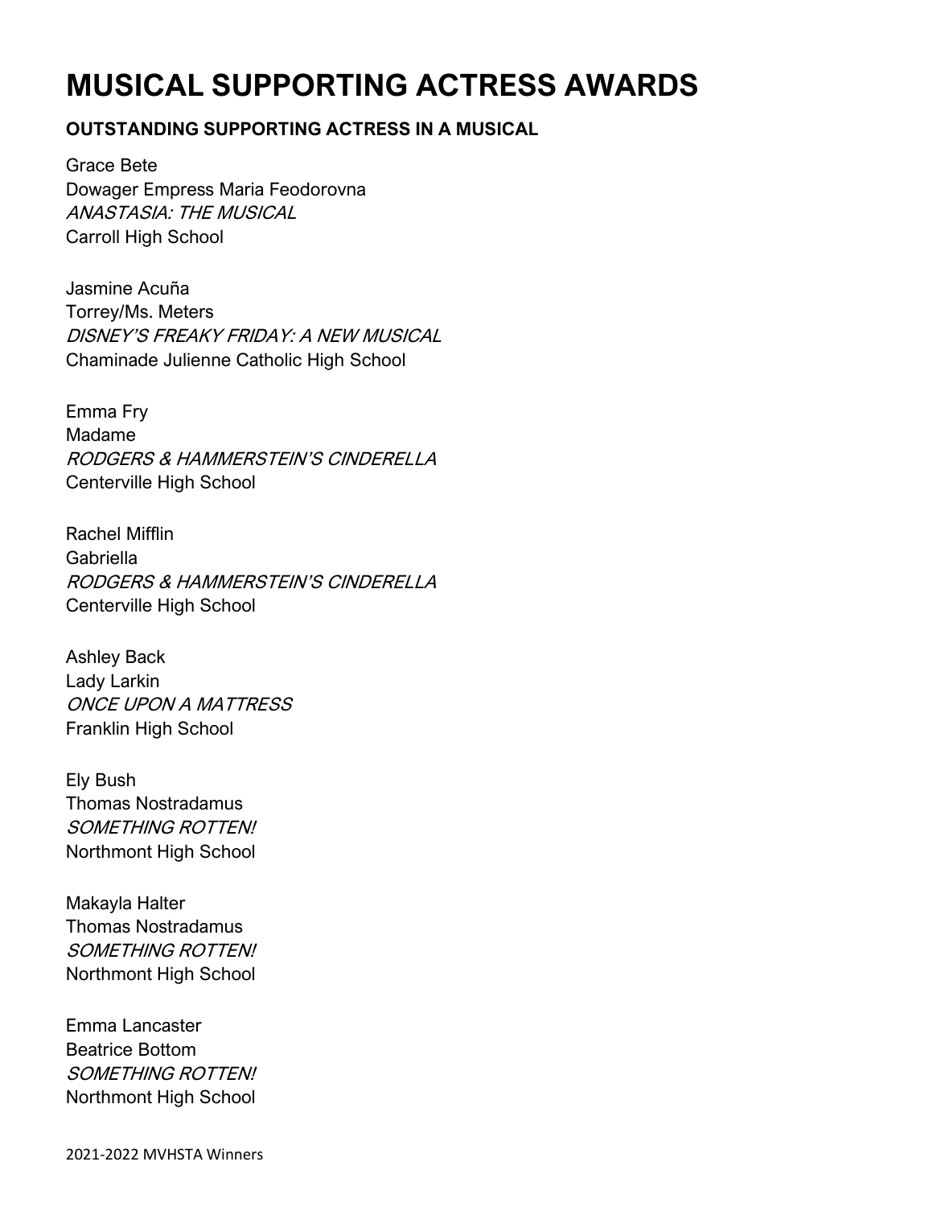# MUSICAL SUPPORTING ACTRESS AWARDS

### OUTSTANDING SUPPORTING ACTRESS IN A MUSICAL

Grace Bete
Dowager Empress Maria Feodorovna
*ANASTASIA: THE MUSICAL*
Carroll High School

Jasmine Acuña
Torrey/Ms. Meters
*DISNEY'S FREAKY FRIDAY: A NEW MUSICAL*
Chaminade Julienne Catholic High School

Emma Fry
Madame
*RODGERS & HAMMERSTEIN'S CINDERELLA*
Centerville High School

Rachel Mifflin
Gabriella
*RODGERS & HAMMERSTEIN'S CINDERELLA*
Centerville High School

Ashley Back
Lady Larkin
*ONCE UPON A MATTRESS*
Franklin High School

Ely Bush
Thomas Nostradamus
*SOMETHING ROTTEN!*
Northmont High School

Makayla Halter
Thomas Nostradamus
*SOMETHING ROTTEN!*
Northmont High School

Emma Lancaster
Beatrice Bottom
*SOMETHING ROTTEN!*
Northmont High School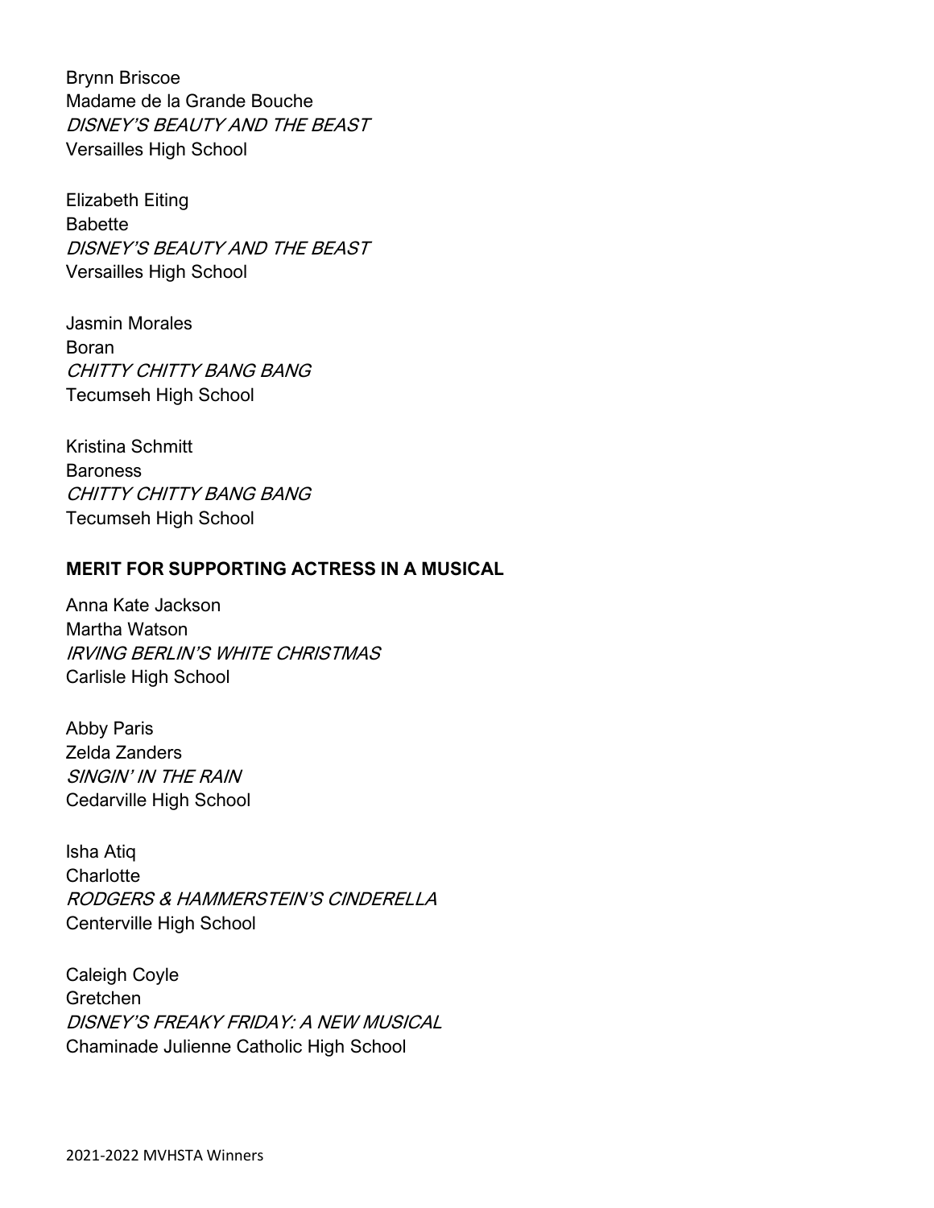Brynn Briscoe
Madame de la Grande Bouche
*DISNEY'S BEAUTY AND THE BEAST*
Versailles High School

Elizabeth Eiting
Babette
*DISNEY'S BEAUTY AND THE BEAST*
Versailles High School

Jasmin Morales
Boran
*CHITTY CHITTY BANG BANG*
Tecumseh High School

Kristina Schmitt
Baroness
*CHITTY CHITTY BANG BANG*
Tecumseh High School

**MERIT FOR SUPPORTING ACTRESS IN A MUSICAL**

Anna Kate Jackson
Martha Watson
*IRVING BERLIN'S WHITE CHRISTMAS*
Carlisle High School

Abby Paris
Zelda Zanders
*SINGIN' IN THE RAIN*
Cedarville High School

Isha Atiq
Charlotte
*RODGERS & HAMMERSTEIN'S CINDERELLA*
Centerville High School

Caleigh Coyle
Gretchen
*DISNEY'S FREAKY FRIDAY: A NEW MUSICAL*
Chaminade Julienne Catholic High School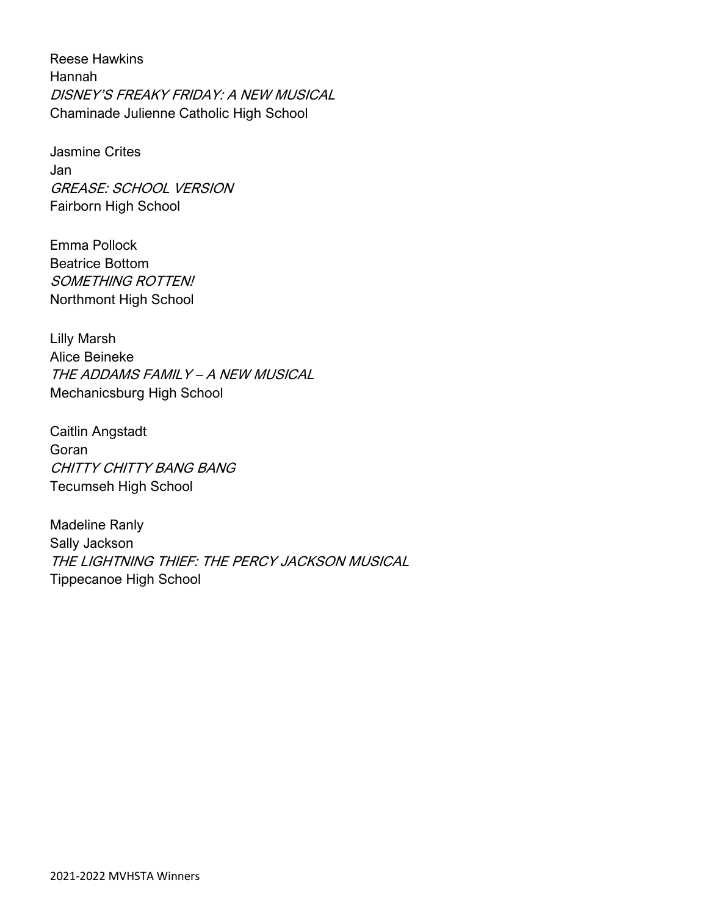Reese Hawkins
Hannah
*DISNEY'S FREAKY FRIDAY: A NEW MUSICAL*
Chaminade Julienne Catholic High School

Jasmine Crites
Jan
*GREASE: SCHOOL VERSION*
Fairborn High School

Emma Pollock
Beatrice Bottom
*SOMETHING ROTTEN!*
Northmont High School

Lilly Marsh
Alice Beineke
*THE ADDAMS FAMILY – A NEW MUSICAL*
Mechanicsburg High School

Caitlin Angstadt
Goran
*CHITTY CHITTY BANG BANG*
Tecumseh High School

Madeline Ranly
Sally Jackson
*THE LIGHTNING THIEF: THE PERCY JACKSON MUSICAL*
Tippecanoe High School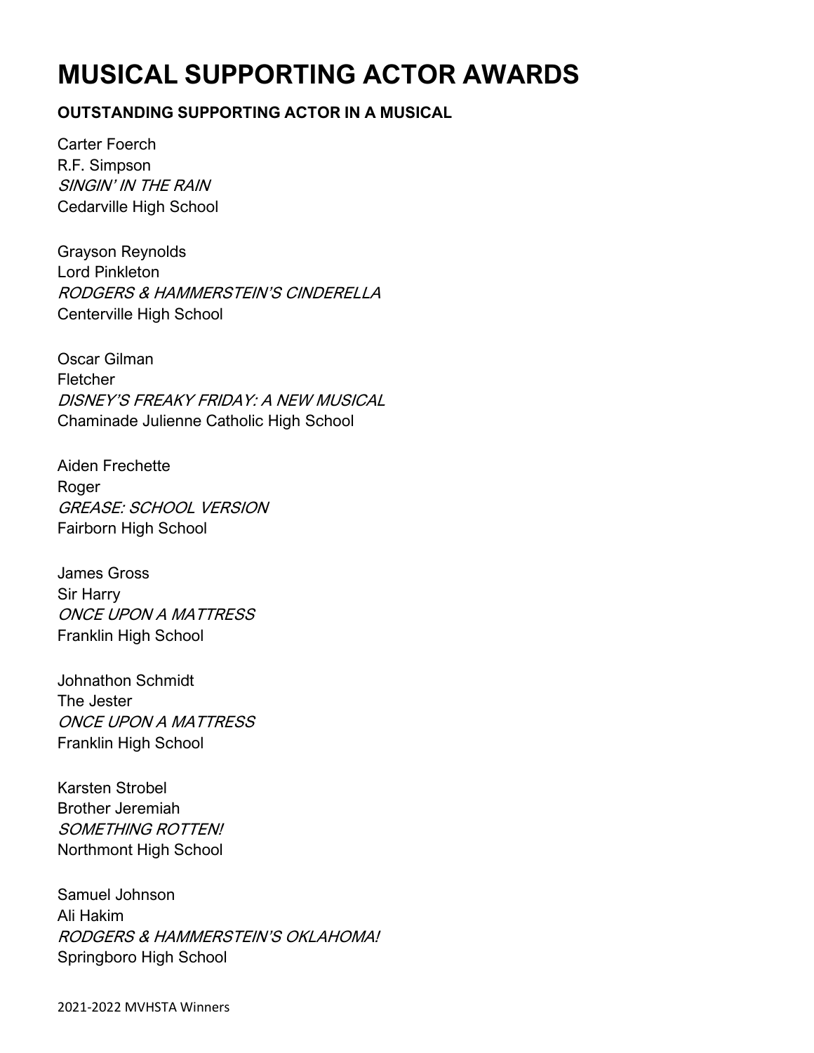# MUSICAL SUPPORTING ACTOR AWARDS

**OUTSTANDING SUPPORTING ACTOR IN A MUSICAL**

Carter Foerch
R.F. Simpson
*SINGIN' IN THE RAIN*
Cedarville High School

Grayson Reynolds
Lord Pinkleton
*RODGERS & HAMMERSTEIN'S CINDERELLA*
Centerville High School

Oscar Gilman
Fletcher
*DISNEY'S FREAKY FRIDAY: A NEW MUSICAL*
Chaminade Julienne Catholic High School

Aiden Frechette
Roger
*GREASE: SCHOOL VERSION*
Fairborn High School

James Gross
Sir Harry
*ONCE UPON A MATTRESS*
Franklin High School

Johnathon Schmidt
The Jester
*ONCE UPON A MATTRESS*
Franklin High School

Karsten Strobel
Brother Jeremiah
*SOMETHING ROTTEN!*
Northmont High School

Samuel Johnson
Ali Hakim
*RODGERS & HAMMERSTEIN'S OKLAHOMA!*
Springboro High School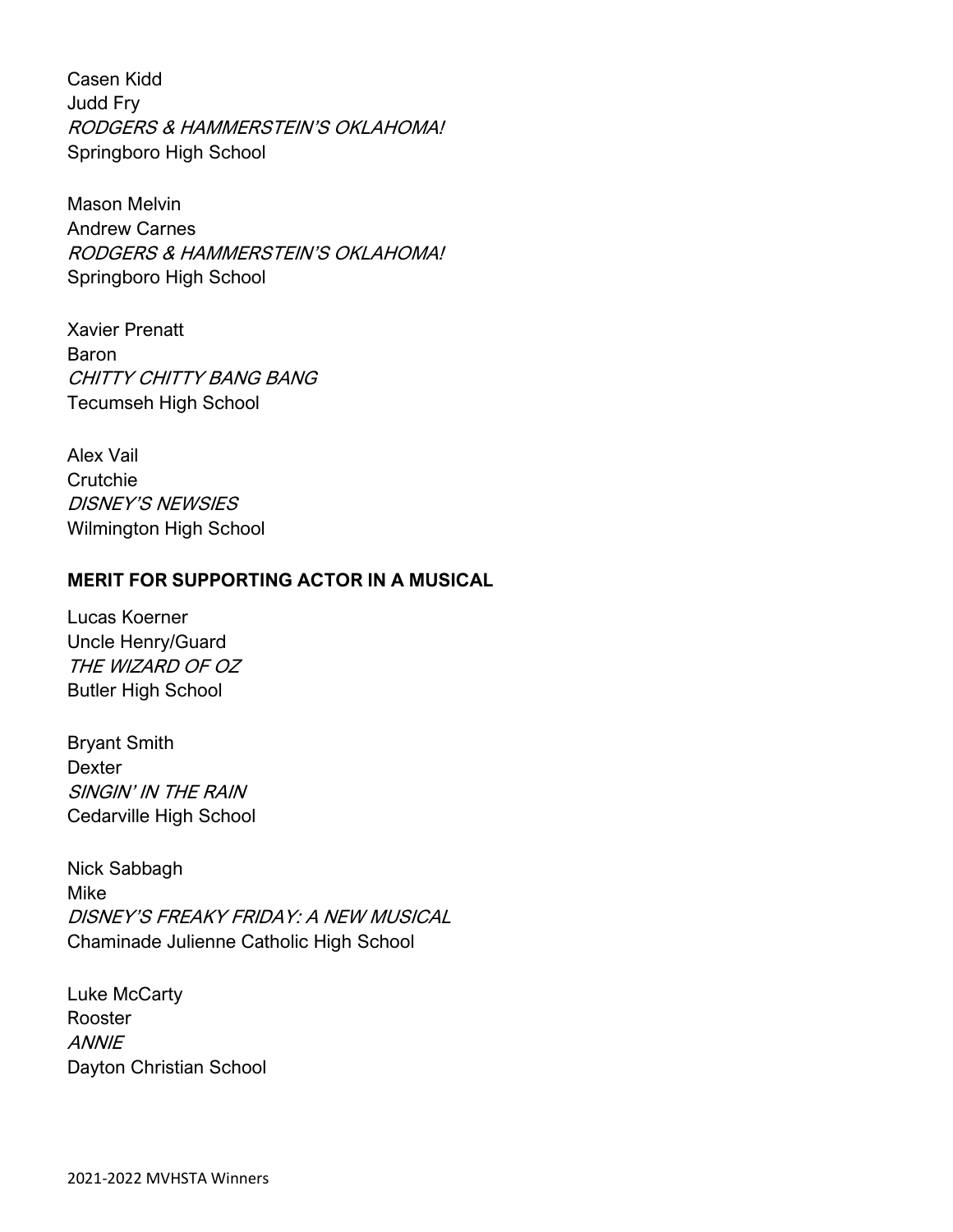Casen Kidd
Judd Fry
*RODGERS & HAMMERSTEIN'S OKLAHOMA!*
Springboro High School

Mason Melvin
Andrew Carnes
*RODGERS & HAMMERSTEIN'S OKLAHOMA!*
Springboro High School

Xavier Prenatt
Baron
*CHITTY CHITTY BANG BANG*
Tecumseh High School

Alex Vail
Crutchie
*DISNEY'S NEWSIES*
Wilmington High School

**MERIT FOR SUPPORTING ACTOR IN A MUSICAL**

Lucas Koerner
Uncle Henry/Guard
*THE WIZARD OF OZ*
Butler High School

Bryant Smith
Dexter
*SINGIN' IN THE RAIN*
Cedarville High School

Nick Sabbagh
Mike
*DISNEY'S FREAKY FRIDAY: A NEW MUSICAL*
Chaminade Julienne Catholic High School

Luke McCarty
Rooster
*ANNIE*
Dayton Christian School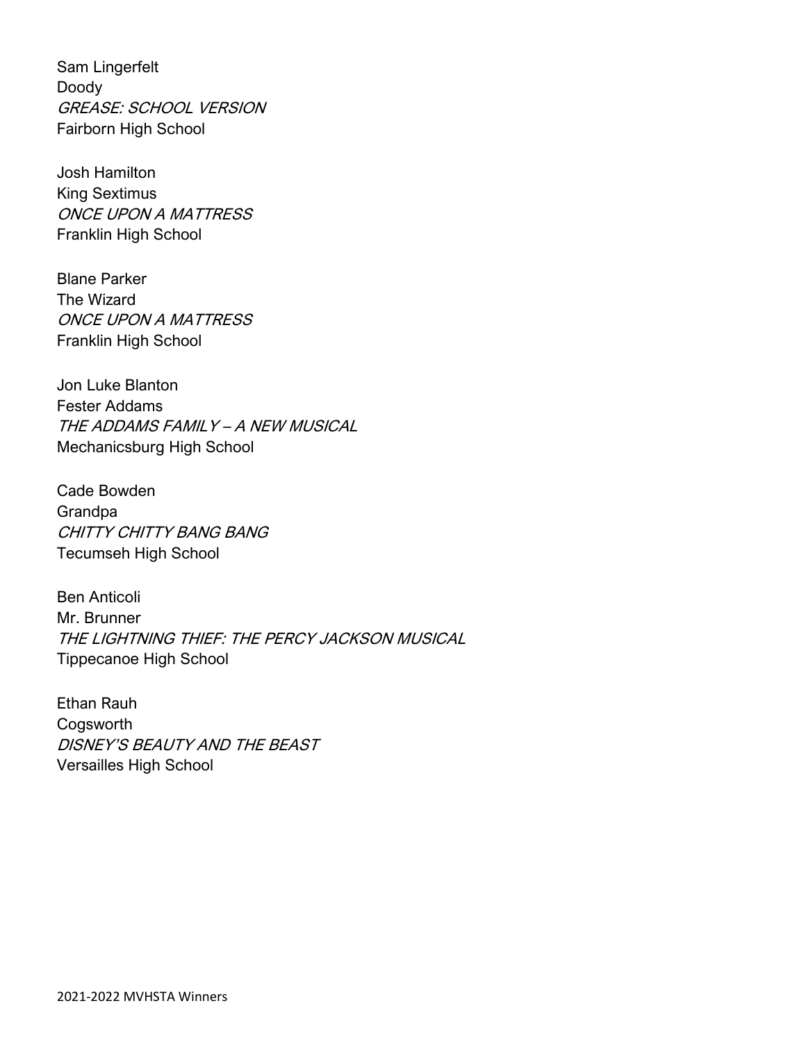Sam Lingerfelt
Doody
*GREASE: SCHOOL VERSION*
Fairborn High School

Josh Hamilton
King Sextimus
*ONCE UPON A MATTRESS*
Franklin High School

Blane Parker
The Wizard
*ONCE UPON A MATTRESS*
Franklin High School

Jon Luke Blanton
Fester Addams
*THE ADDAMS FAMILY – A NEW MUSICAL*
Mechanicsburg High School

Cade Bowden
Grandpa
*CHITTY CHITTY BANG BANG*
Tecumseh High School

Ben Anticoli
Mr. Brunner
*THE LIGHTNING THIEF: THE PERCY JACKSON MUSICAL*
Tippecanoe High School

Ethan Rauh
Cogsworth
*DISNEY'S BEAUTY AND THE BEAST*
Versailles High School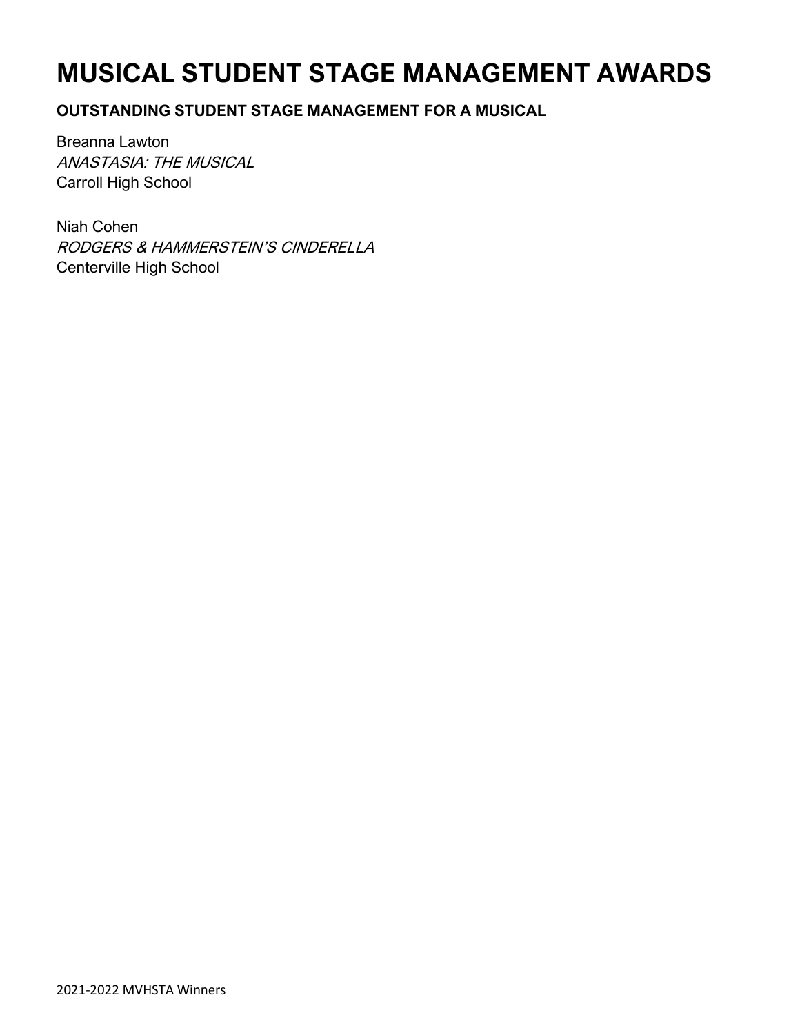# MUSICAL STUDENT STAGE MANAGEMENT AWARDS

**OUTSTANDING STUDENT STAGE MANAGEMENT FOR A MUSICAL**

Breanna Lawton  
*ANASTASIA: THE MUSICAL*  
Carroll High School

Niah Cohen  
*RODGERS & HAMMERSTEIN'S CINDERELLA*  
Centerville High School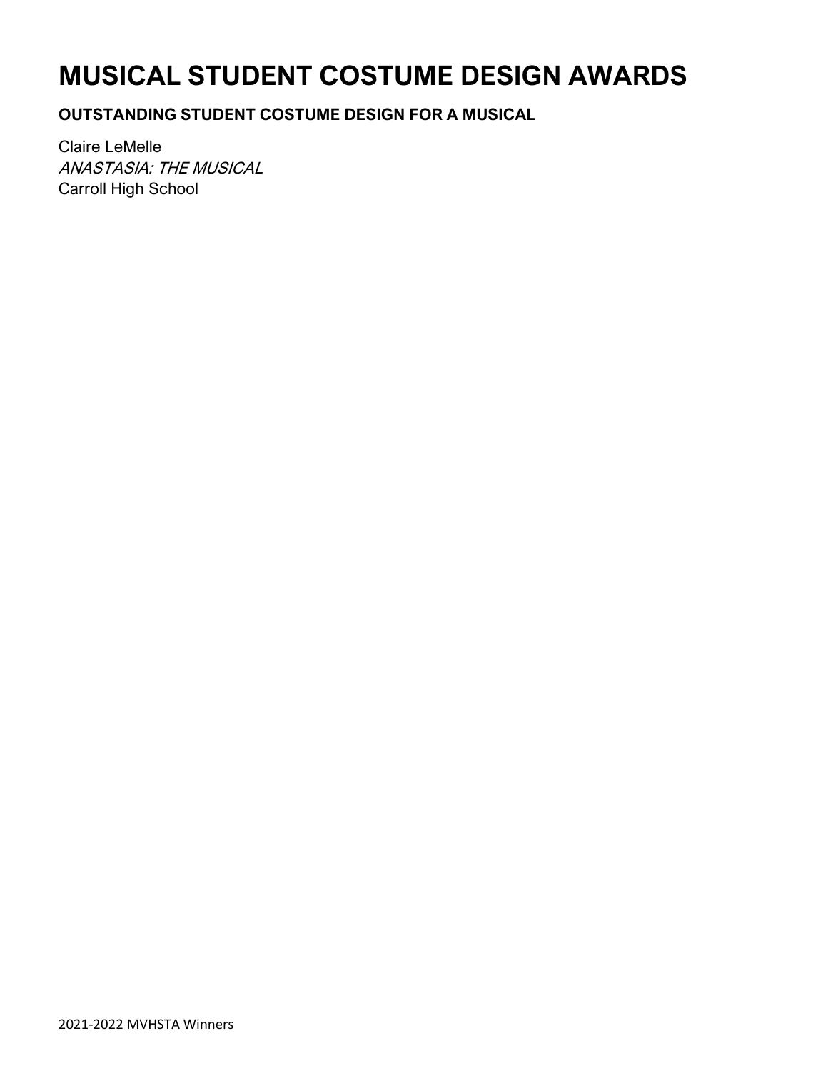# MUSICAL STUDENT COSTUME DESIGN AWARDS

**OUTSTANDING STUDENT COSTUME DESIGN FOR A MUSICAL**

Claire LeMelle
*ANASTASIA: THE MUSICAL*
Carroll High School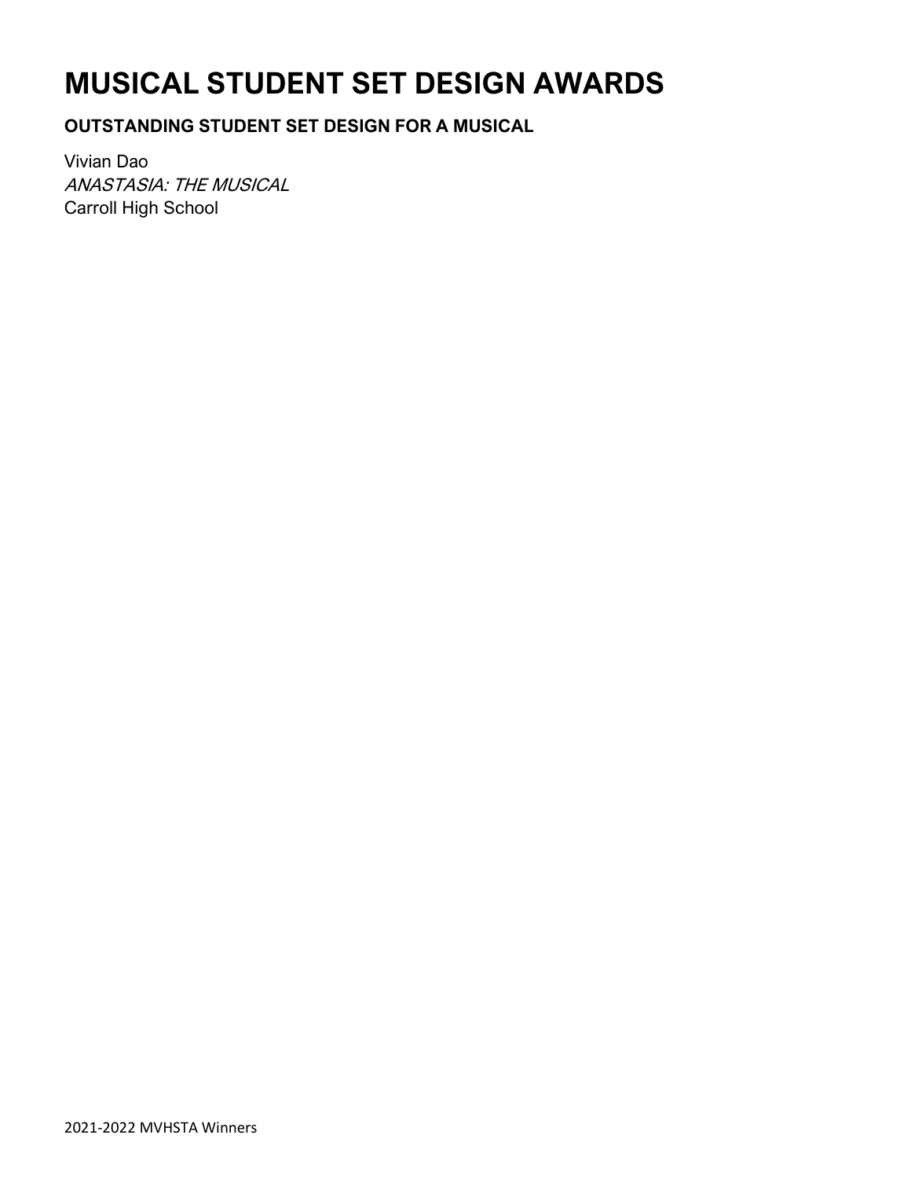# MUSICAL STUDENT SET DESIGN AWARDS

**OUTSTANDING STUDENT SET DESIGN FOR A MUSICAL**

Vivian Dao
*ANASTASIA: THE MUSICAL*
Carroll High School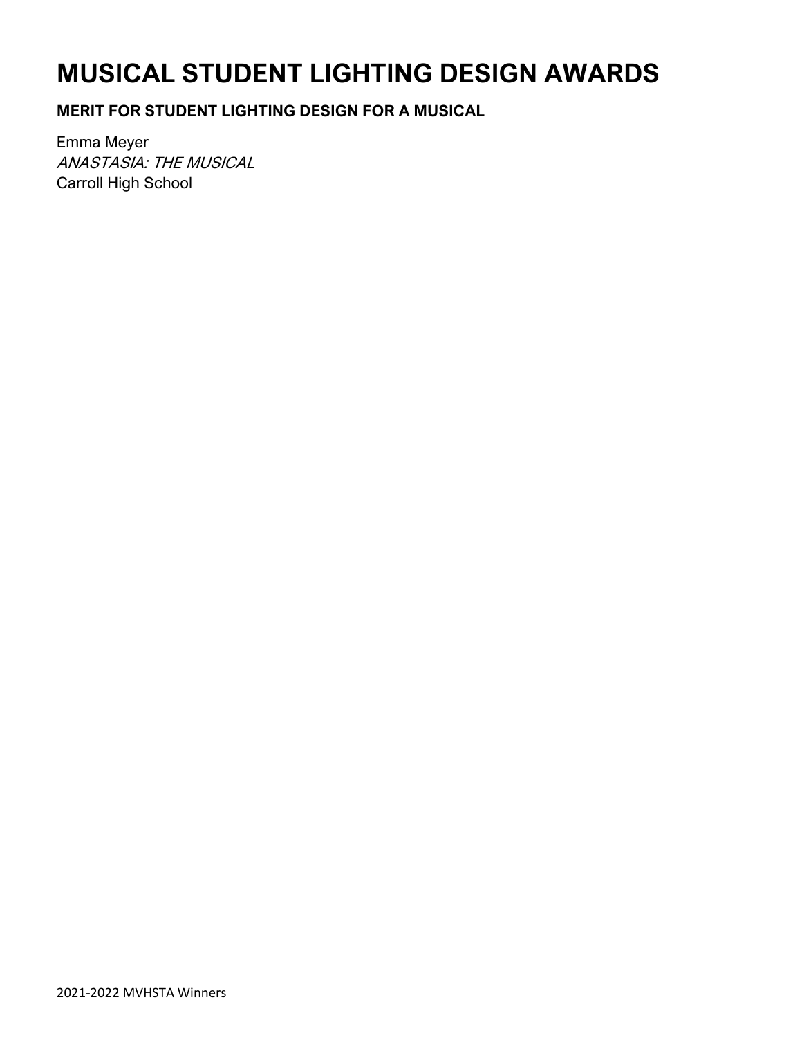# MUSICAL STUDENT LIGHTING DESIGN AWARDS

### MERIT FOR STUDENT LIGHTING DESIGN FOR A MUSICAL

Emma Meyer
*ANASTASIA: THE MUSICAL*
Carroll High School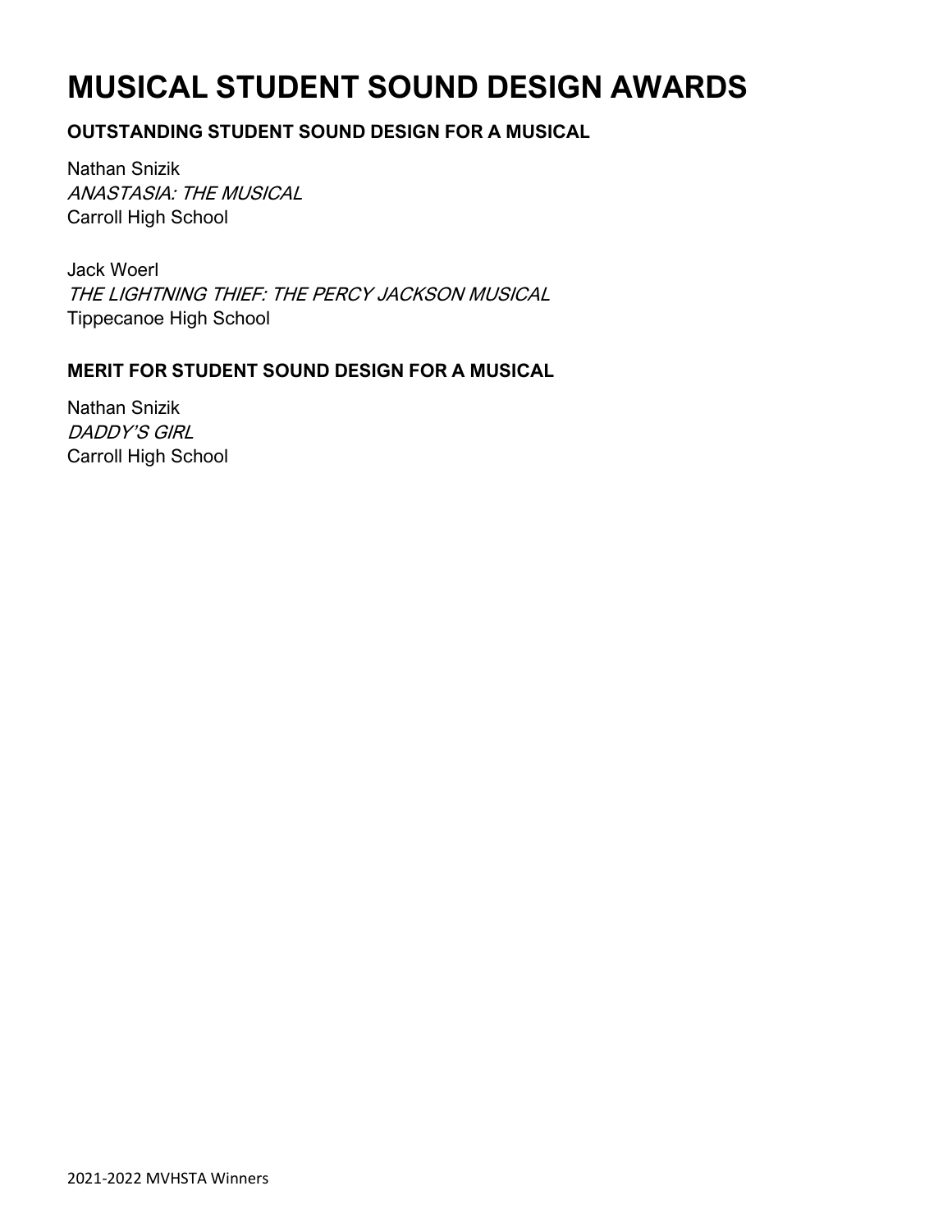# MUSICAL STUDENT SOUND DESIGN AWARDS

### OUTSTANDING STUDENT SOUND DESIGN FOR A MUSICAL

Nathan Snizik
*ANASTASIA: THE MUSICAL*
Carroll High School

Jack Woerl
*THE LIGHTNING THIEF: THE PERCY JACKSON MUSICAL*
Tippecanoe High School

### MERIT FOR STUDENT SOUND DESIGN FOR A MUSICAL

Nathan Snizik
*DADDY'S GIRL*
Carroll High School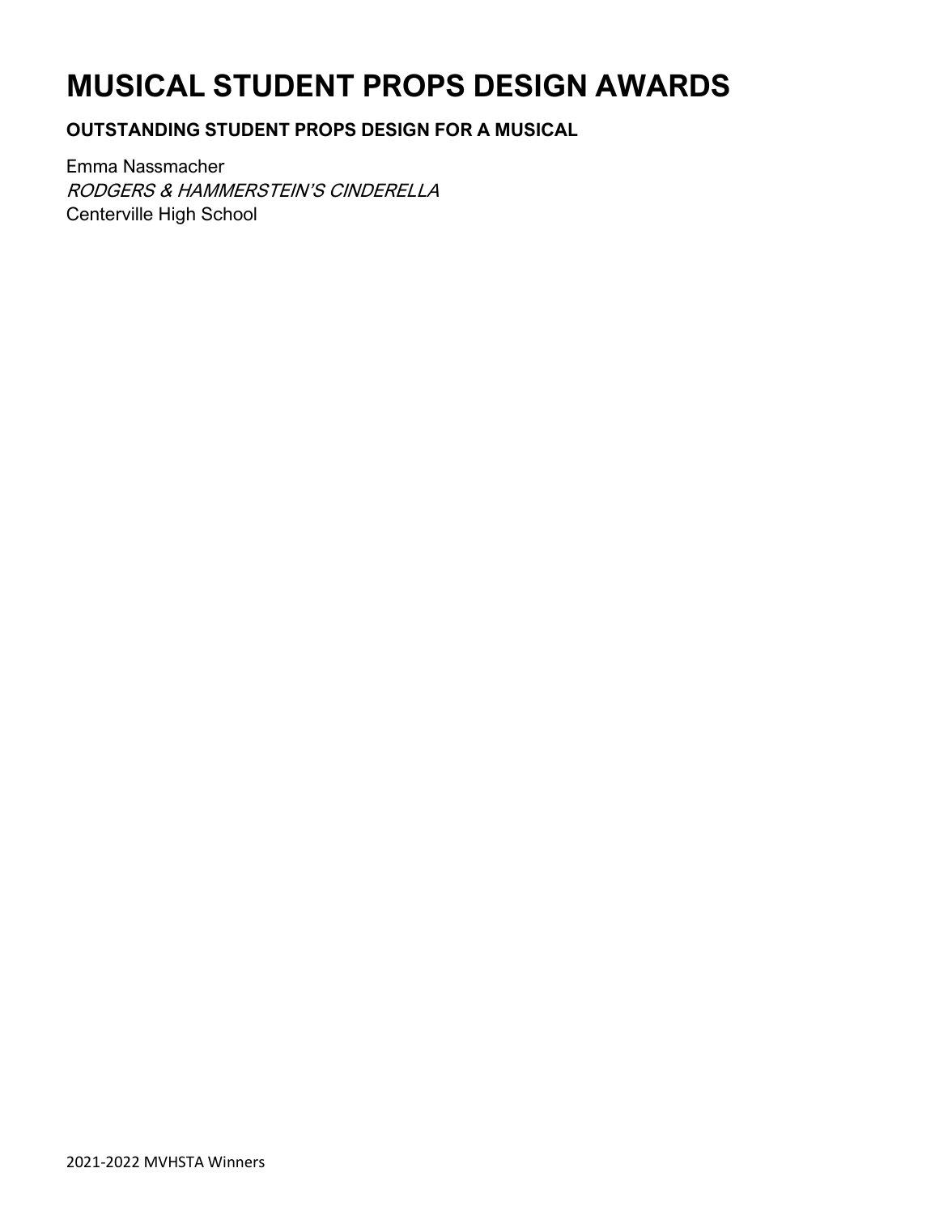# MUSICAL STUDENT PROPS DESIGN AWARDS

### OUTSTANDING STUDENT PROPS DESIGN FOR A MUSICAL

Emma Nassmacher  
*RODGERS & HAMMERSTEIN'S CINDERELLA*  
Centerville High School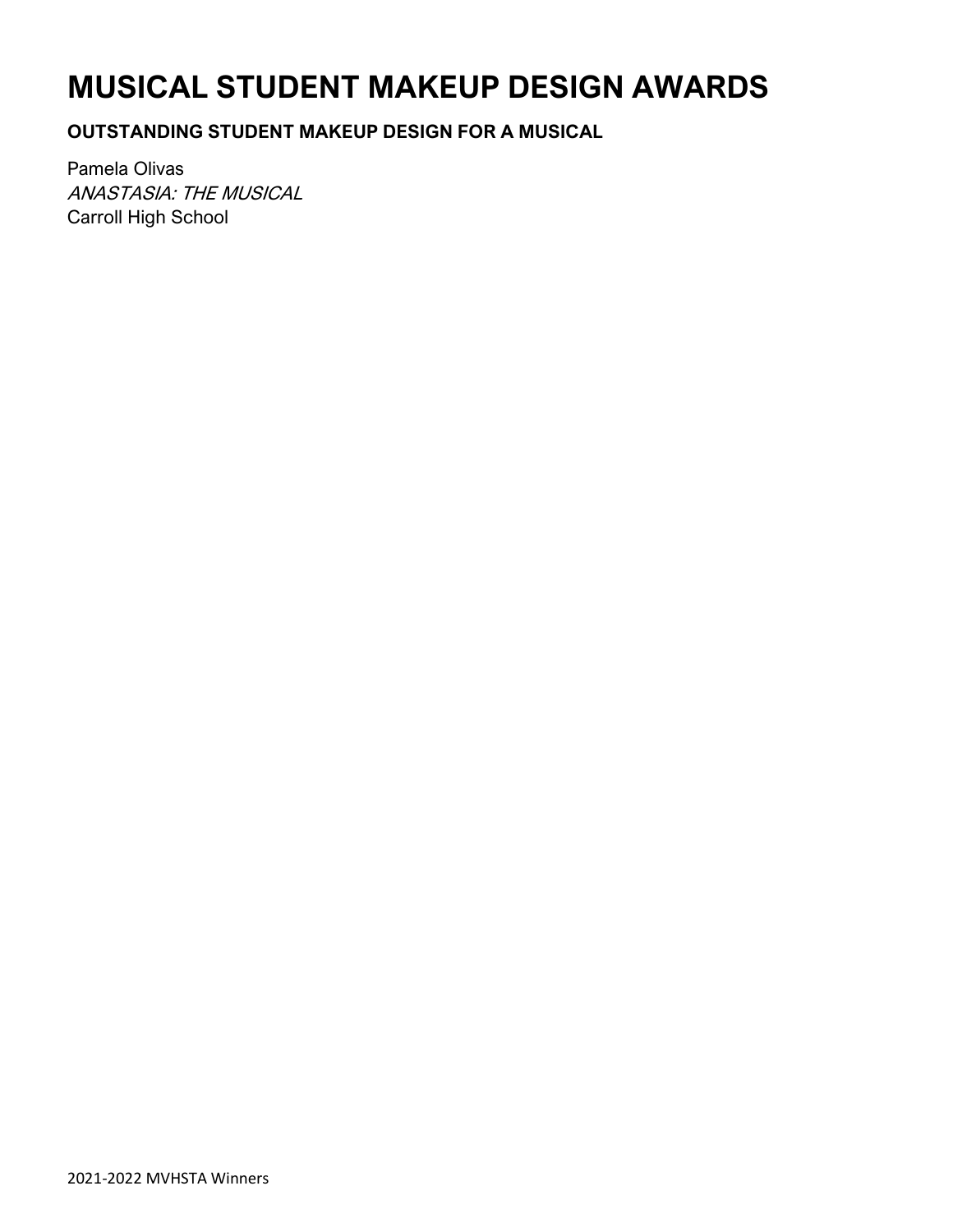# MUSICAL STUDENT MAKEUP DESIGN AWARDS

### OUTSTANDING STUDENT MAKEUP DESIGN FOR A MUSICAL

Pamela Olivas  
*ANASTASIA: THE MUSICAL*  
Carroll High School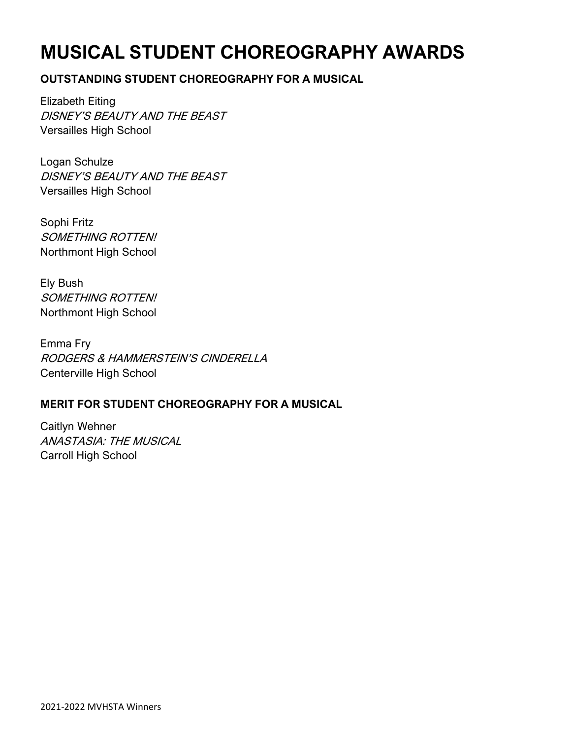# MUSICAL STUDENT CHOREOGRAPHY AWARDS

### OUTSTANDING STUDENT CHOREOGRAPHY FOR A MUSICAL

Elizabeth Eiting
*DISNEY'S BEAUTY AND THE BEAST*
Versailles High School

Logan Schulze
*DISNEY'S BEAUTY AND THE BEAST*
Versailles High School

Sophi Fritz
*SOMETHING ROTTEN!*
Northmont High School

Ely Bush
*SOMETHING ROTTEN!*
Northmont High School

Emma Fry
*RODGERS & HAMMERSTEIN'S CINDERELLA*
Centerville High School

### MERIT FOR STUDENT CHOREOGRAPHY FOR A MUSICAL

Caitlyn Wehner
*ANASTASIA: THE MUSICAL*
Carroll High School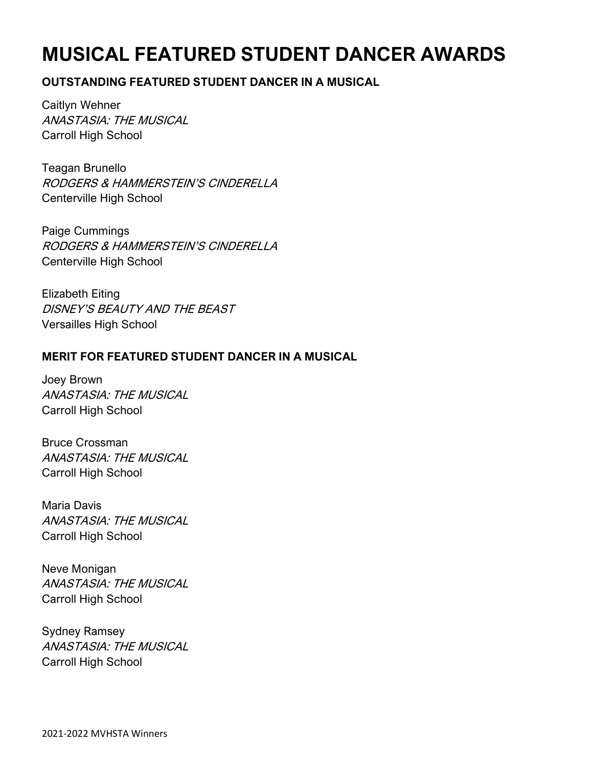# MUSICAL FEATURED STUDENT DANCER AWARDS

### OUTSTANDING FEATURED STUDENT DANCER IN A MUSICAL

Caitlyn Wehner
*ANASTASIA: THE MUSICAL*
Carroll High School

Teagan Brunello
*RODGERS & HAMMERSTEIN'S CINDERELLA*
Centerville High School

Paige Cummings
*RODGERS & HAMMERSTEIN'S CINDERELLA*
Centerville High School

Elizabeth Eiting
*DISNEY'S BEAUTY AND THE BEAST*
Versailles High School

### MERIT FOR FEATURED STUDENT DANCER IN A MUSICAL

Joey Brown
*ANASTASIA: THE MUSICAL*
Carroll High School

Bruce Crossman
*ANASTASIA: THE MUSICAL*
Carroll High School

Maria Davis
*ANASTASIA: THE MUSICAL*
Carroll High School

Neve Monigan
*ANASTASIA: THE MUSICAL*
Carroll High School

Sydney Ramsey
*ANASTASIA: THE MUSICAL*
Carroll High School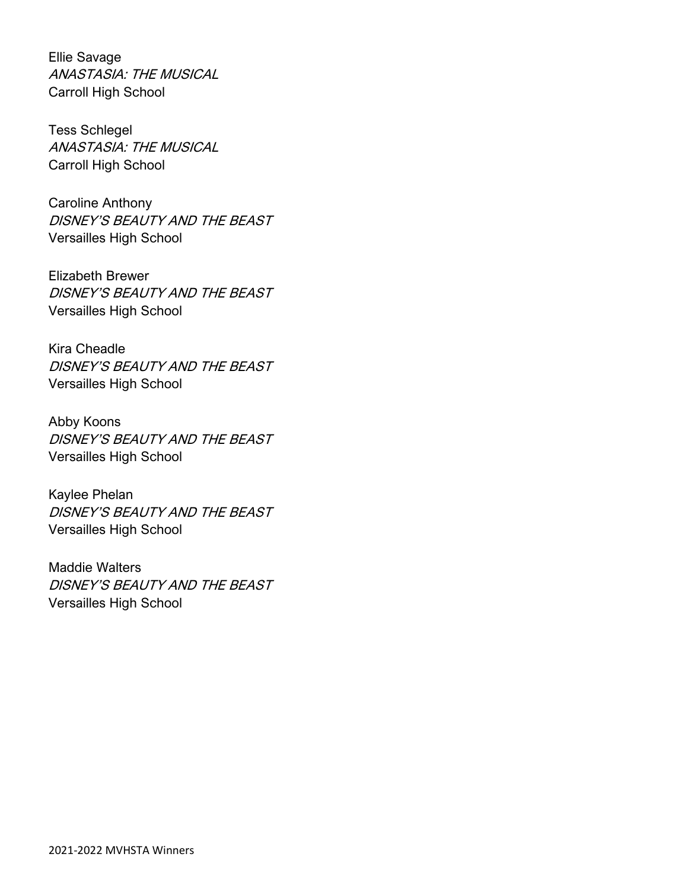Ellie Savage
*ANASTASIA: THE MUSICAL*
Carroll High School

Tess Schlegel
*ANASTASIA: THE MUSICAL*
Carroll High School

Caroline Anthony
*DISNEY'S BEAUTY AND THE BEAST*
Versailles High School

Elizabeth Brewer
*DISNEY'S BEAUTY AND THE BEAST*
Versailles High School

Kira Cheadle
*DISNEY'S BEAUTY AND THE BEAST*
Versailles High School

Abby Koons
*DISNEY'S BEAUTY AND THE BEAST*
Versailles High School

Kaylee Phelan
*DISNEY'S BEAUTY AND THE BEAST*
Versailles High School

Maddie Walters
*DISNEY'S BEAUTY AND THE BEAST*
Versailles High School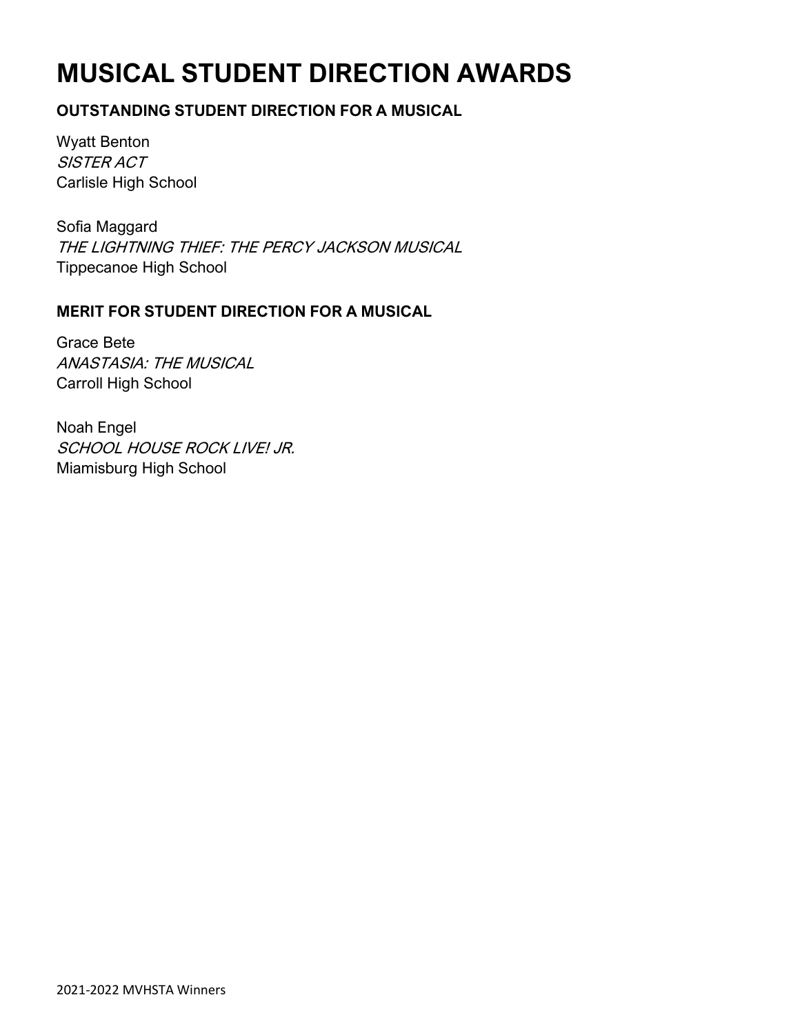# MUSICAL STUDENT DIRECTION AWARDS

### OUTSTANDING STUDENT DIRECTION FOR A MUSICAL

Wyatt Benton
*SISTER ACT*
Carlisle High School

Sofia Maggard
*THE LIGHTNING THIEF: THE PERCY JACKSON MUSICAL*
Tippecanoe High School

### MERIT FOR STUDENT DIRECTION FOR A MUSICAL

Grace Bete
*ANASTASIA: THE MUSICAL*
Carroll High School

Noah Engel
*SCHOOL HOUSE ROCK LIVE! JR.*
Miamisburg High School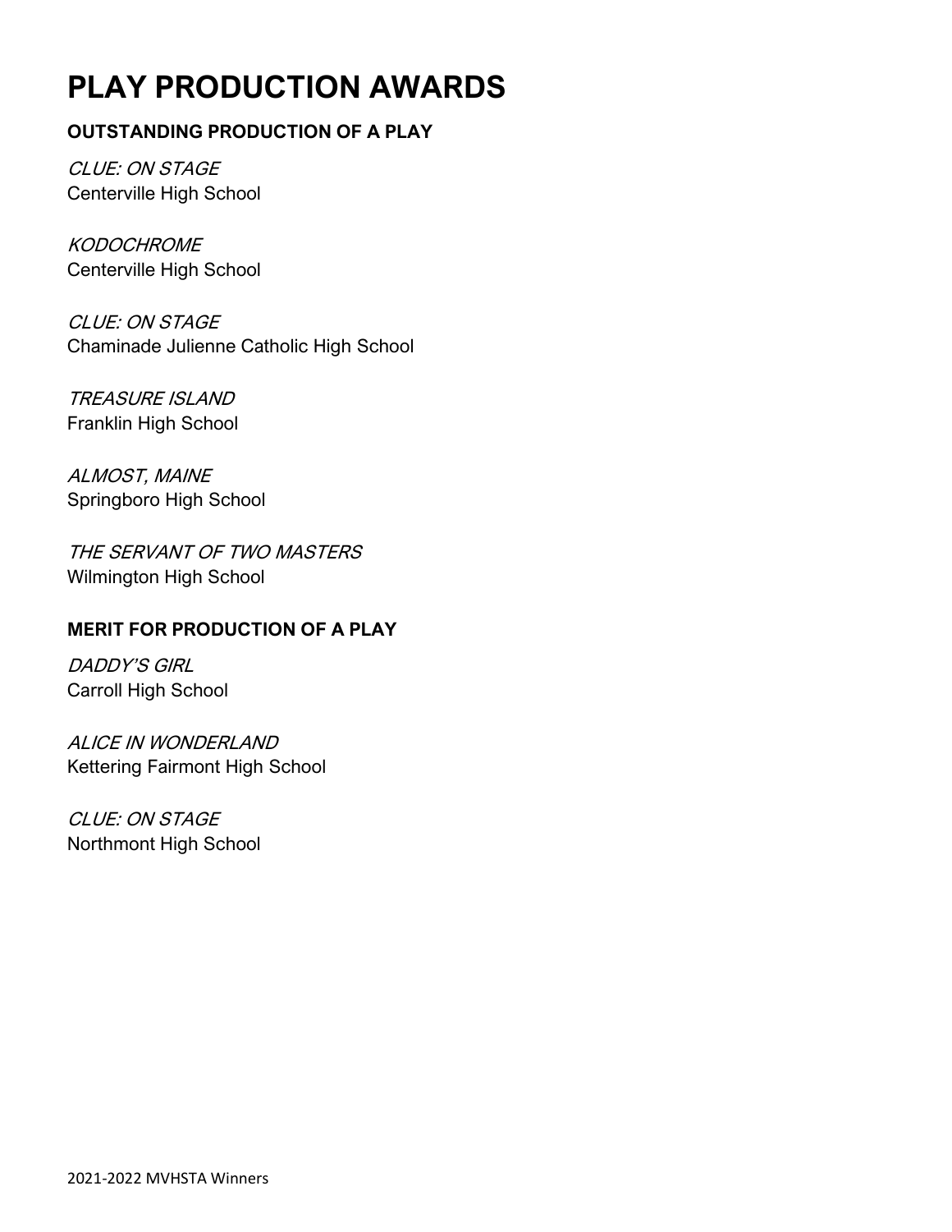# PLAY PRODUCTION AWARDS

### OUTSTANDING PRODUCTION OF A PLAY

*CLUE: ON STAGE*
Centerville High School

*KODOCHROME*
Centerville High School

*CLUE: ON STAGE*
Chaminade Julienne Catholic High School

*TREASURE ISLAND*
Franklin High School

*ALMOST, MAINE*
Springboro High School

*THE SERVANT OF TWO MASTERS*
Wilmington High School

### MERIT FOR PRODUCTION OF A PLAY

*DADDY'S GIRL*
Carroll High School

*ALICE IN WONDERLAND*
Kettering Fairmont High School

*CLUE: ON STAGE*
Northmont High School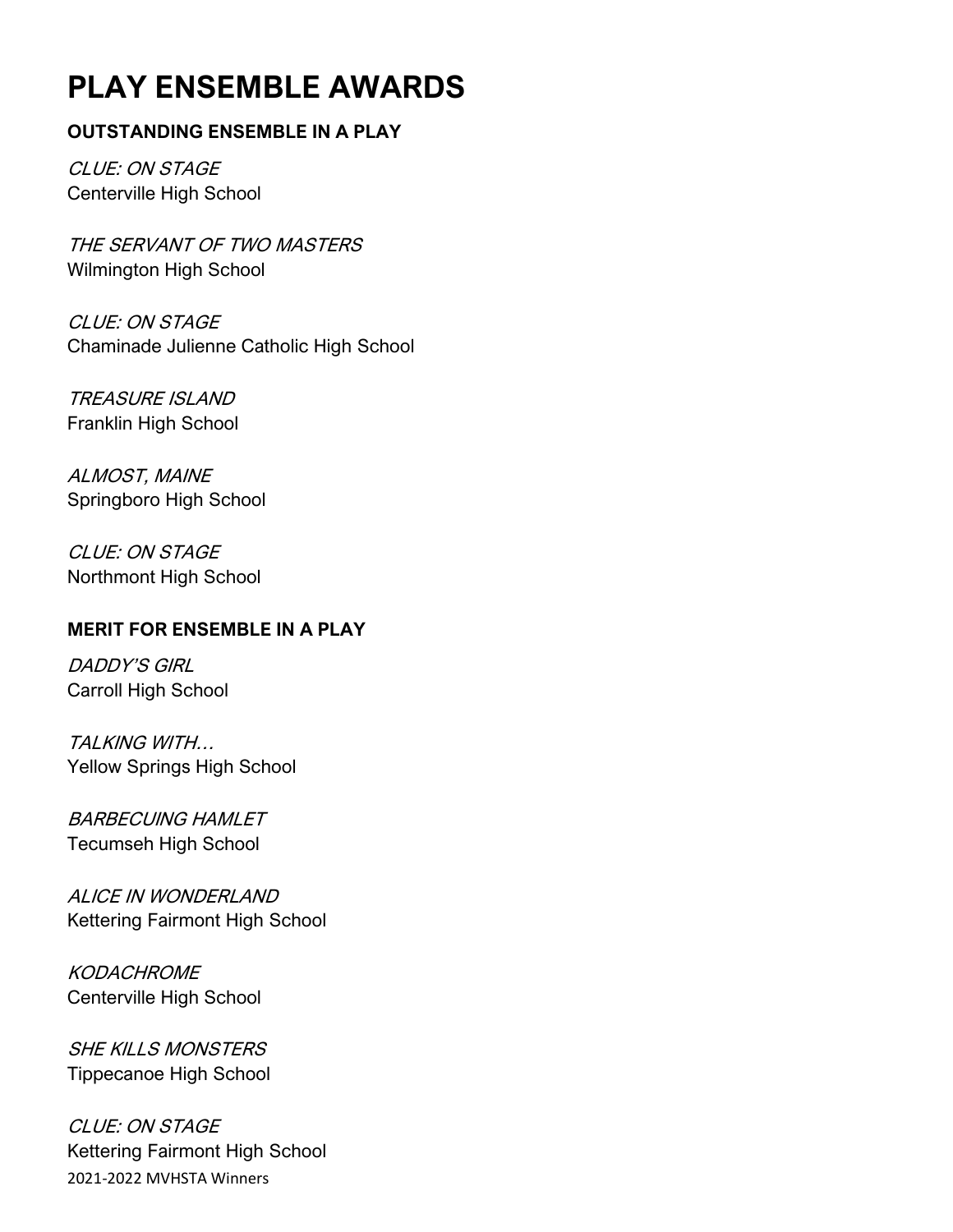# PLAY ENSEMBLE AWARDS

### OUTSTANDING ENSEMBLE IN A PLAY

*CLUE: ON STAGE*
Centerville High School

*THE SERVANT OF TWO MASTERS*
Wilmington High School

*CLUE: ON STAGE*
Chaminade Julienne Catholic High School

*TREASURE ISLAND*
Franklin High School

*ALMOST, MAINE*
Springboro High School

*CLUE: ON STAGE*
Northmont High School

### MERIT FOR ENSEMBLE IN A PLAY

*DADDY'S GIRL*
Carroll High School

*TALKING WITH…*
Yellow Springs High School

*BARBECUING HAMLET*
Tecumseh High School

*ALICE IN WONDERLAND*
Kettering Fairmont High School

*KODACHROME*
Centerville High School

*SHE KILLS MONSTERS*
Tippecanoe High School

*CLUE: ON STAGE*
Kettering Fairmont High School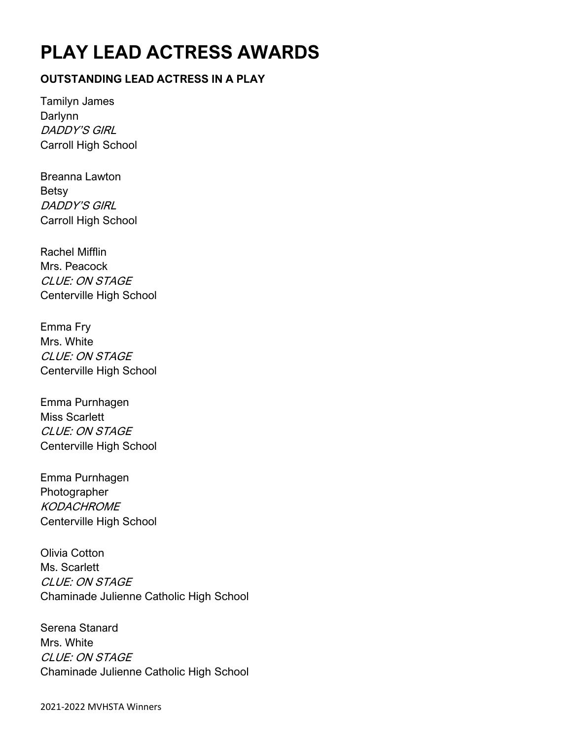# PLAY LEAD ACTRESS AWARDS

### OUTSTANDING LEAD ACTRESS IN A PLAY

Tamilyn James
Darlynn
*DADDY'S GIRL*
Carroll High School

Breanna Lawton
Betsy
*DADDY'S GIRL*
Carroll High School

Rachel Mifflin
Mrs. Peacock
*CLUE: ON STAGE*
Centerville High School

Emma Fry
Mrs. White
*CLUE: ON STAGE*
Centerville High School

Emma Purnhagen
Miss Scarlett
*CLUE: ON STAGE*
Centerville High School

Emma Purnhagen
Photographer
*KODACHROME*
Centerville High School

Olivia Cotton
Ms. Scarlett
*CLUE: ON STAGE*
Chaminade Julienne Catholic High School

Serena Stanard
Mrs. White
*CLUE: ON STAGE*
Chaminade Julienne Catholic High School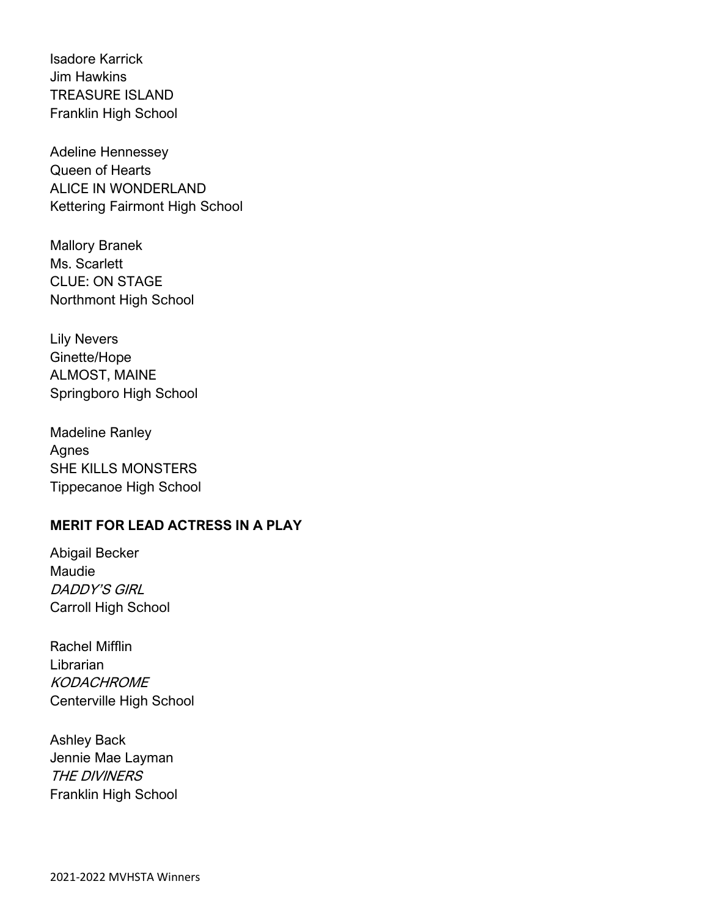Isadore Karrick
Jim Hawkins
TREASURE ISLAND
Franklin High School

Adeline Hennessey
Queen of Hearts
ALICE IN WONDERLAND
Kettering Fairmont High School

Mallory Branek
Ms. Scarlett
CLUE: ON STAGE
Northmont High School

Lily Nevers
Ginette/Hope
ALMOST, MAINE
Springboro High School

Madeline Ranley
Agnes
SHE KILLS MONSTERS
Tippecanoe High School

**MERIT FOR LEAD ACTRESS IN A PLAY**

Abigail Becker
Maudie
*DADDY'S GIRL*
Carroll High School

Rachel Mifflin
Librarian
*KODACHROME*
Centerville High School

Ashley Back
Jennie Mae Layman
*THE DIVINERS*
Franklin High School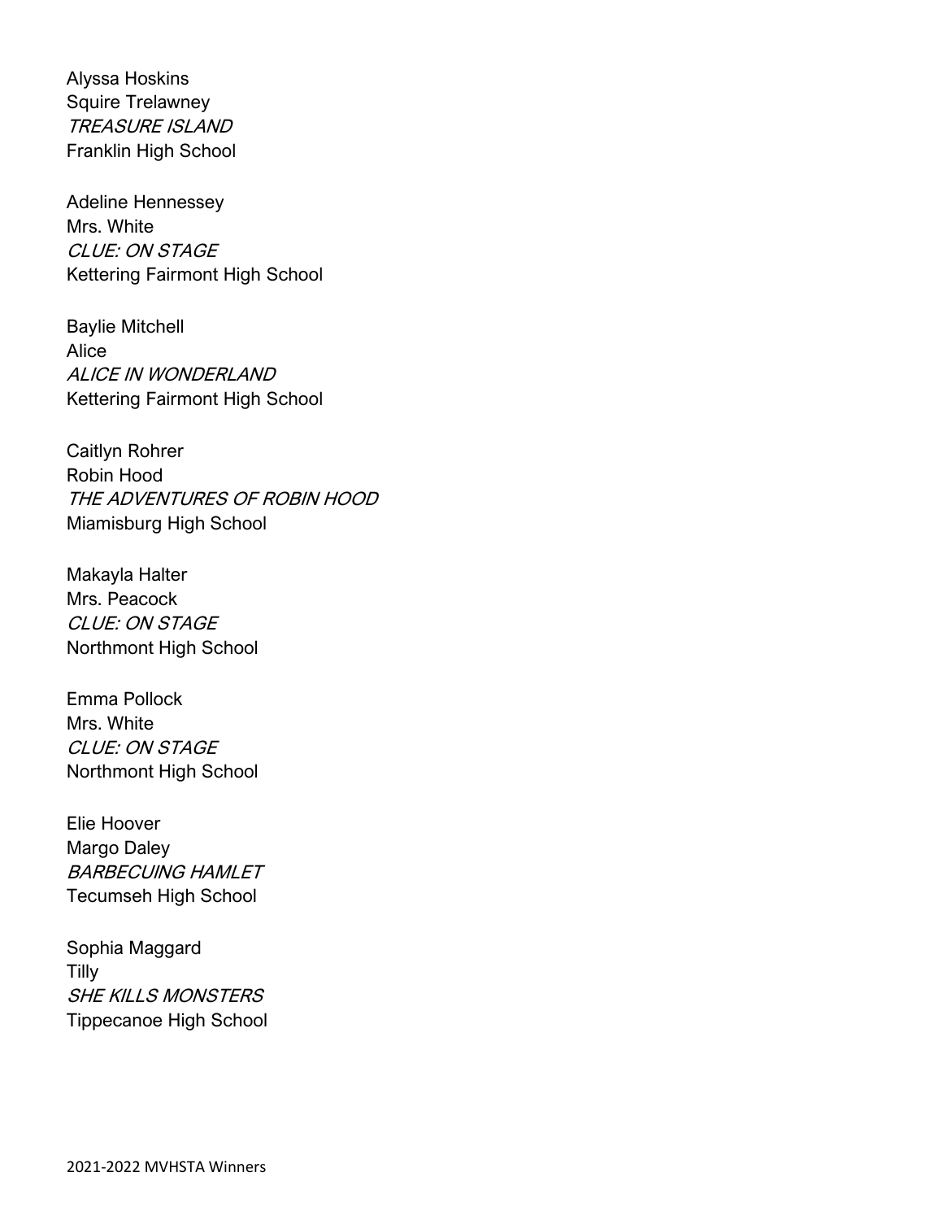Alyssa Hoskins
Squire Trelawney
*TREASURE ISLAND*
Franklin High School

Adeline Hennessey
Mrs. White
*CLUE: ON STAGE*
Kettering Fairmont High School

Baylie Mitchell
Alice
*ALICE IN WONDERLAND*
Kettering Fairmont High School

Caitlyn Rohrer
Robin Hood
*THE ADVENTURES OF ROBIN HOOD*
Miamisburg High School

Makayla Halter
Mrs. Peacock
*CLUE: ON STAGE*
Northmont High School

Emma Pollock
Mrs. White
*CLUE: ON STAGE*
Northmont High School

Elie Hoover
Margo Daley
*BARBECUING HAMLET*
Tecumseh High School

Sophia Maggard
Tilly
*SHE KILLS MONSTERS*
Tippecanoe High School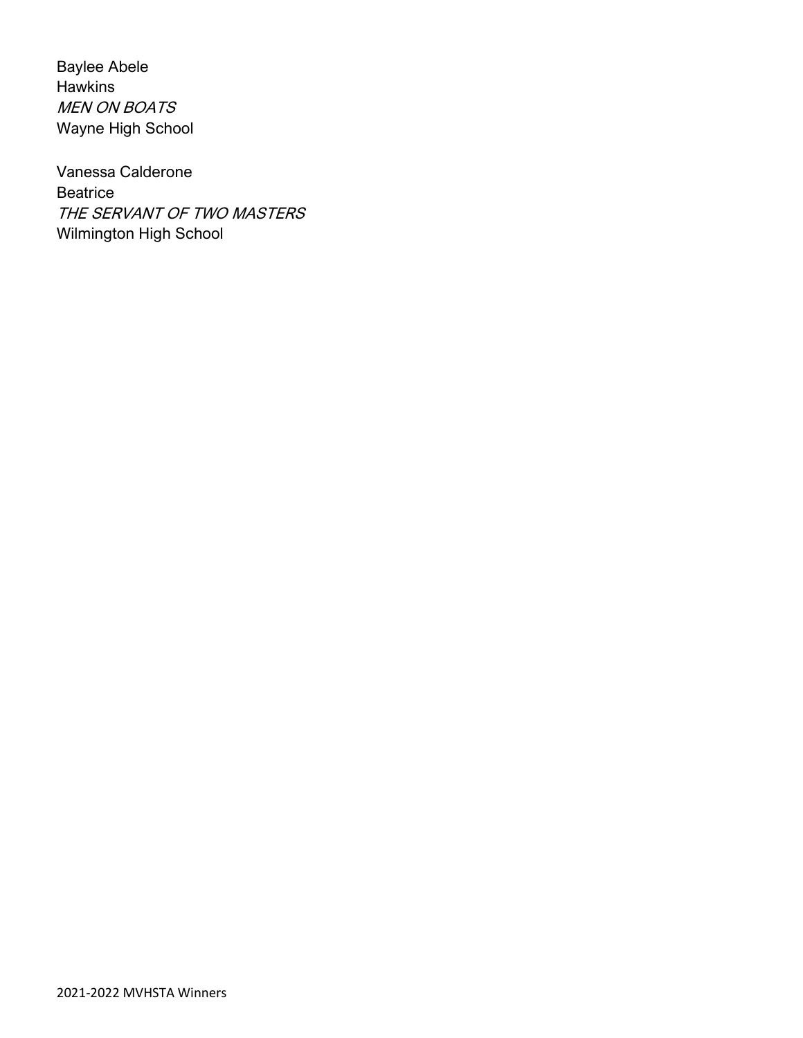Baylee Abele
Hawkins
*MEN ON BOATS*
Wayne High School

Vanessa Calderone
Beatrice
*THE SERVANT OF TWO MASTERS*
Wilmington High School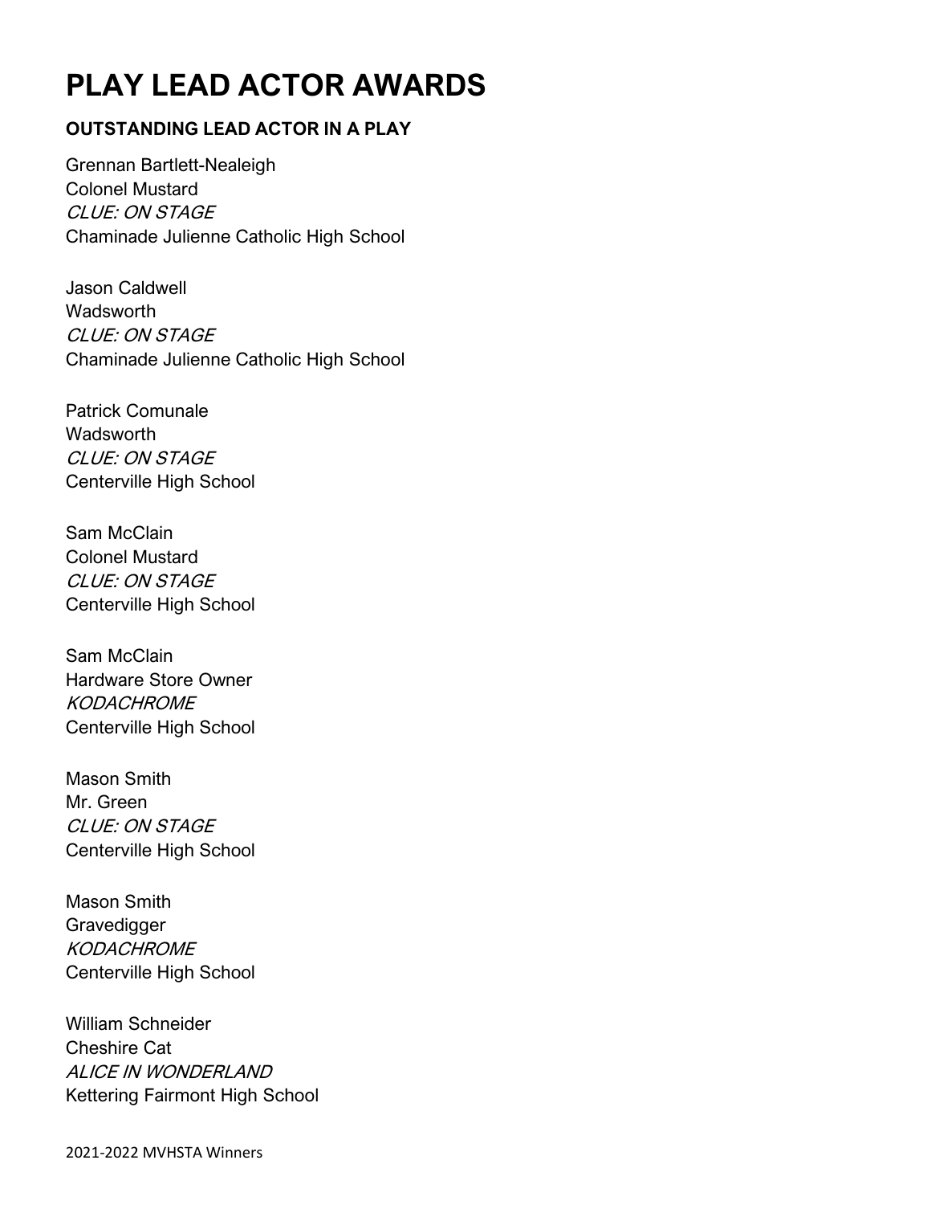# PLAY LEAD ACTOR AWARDS

### OUTSTANDING LEAD ACTOR IN A PLAY

Grennan Bartlett-Nealeigh
Colonel Mustard
*CLUE: ON STAGE*
Chaminade Julienne Catholic High School

Jason Caldwell
Wadsworth
*CLUE: ON STAGE*
Chaminade Julienne Catholic High School

Patrick Comunale
Wadsworth
*CLUE: ON STAGE*
Centerville High School

Sam McClain
Colonel Mustard
*CLUE: ON STAGE*
Centerville High School

Sam McClain
Hardware Store Owner
*KODACHROME*
Centerville High School

Mason Smith
Mr. Green
*CLUE: ON STAGE*
Centerville High School

Mason Smith
Gravedigger
*KODACHROME*
Centerville High School

William Schneider
Cheshire Cat
*ALICE IN WONDERLAND*
Kettering Fairmont High School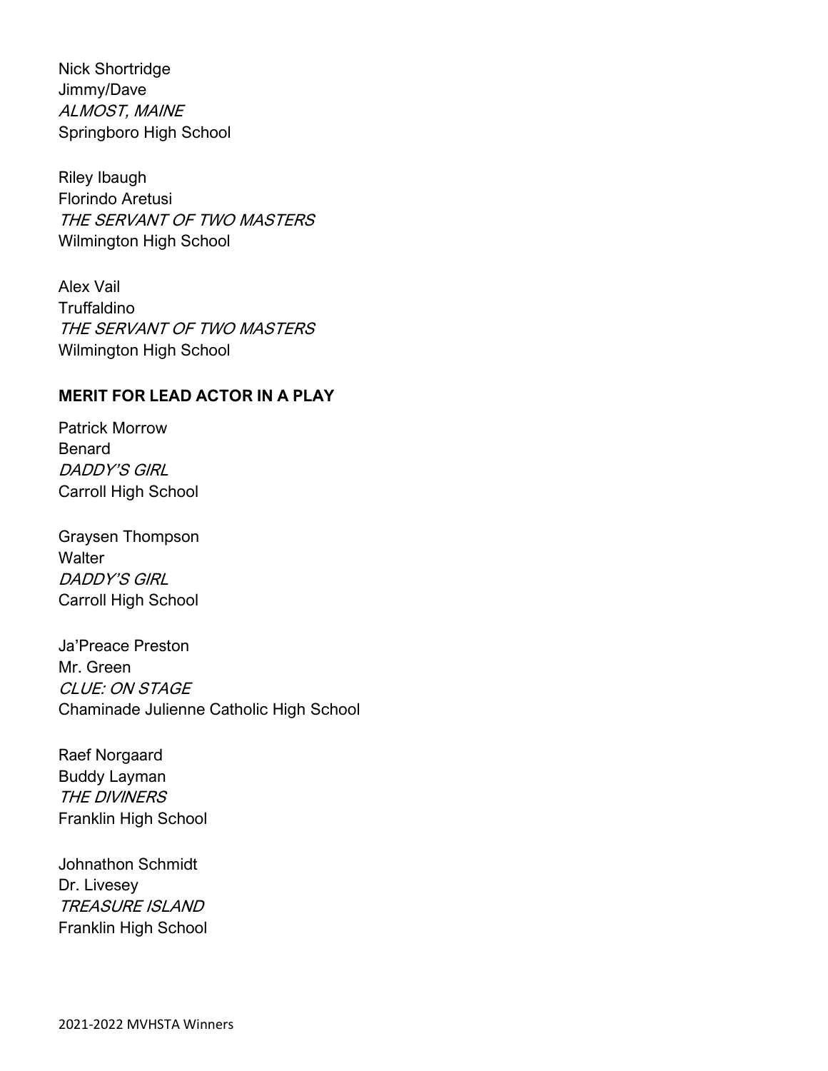Nick Shortridge
Jimmy/Dave
*ALMOST, MAINE*
Springboro High School

Riley Ibaugh
Florindo Aretusi
*THE SERVANT OF TWO MASTERS*
Wilmington High School

Alex Vail
Truffaldino
*THE SERVANT OF TWO MASTERS*
Wilmington High School

**MERIT FOR LEAD ACTOR IN A PLAY**

Patrick Morrow
Benard
*DADDY'S GIRL*
Carroll High School

Graysen Thompson
Walter
*DADDY'S GIRL*
Carroll High School

Ja'Preace Preston
Mr. Green
*CLUE: ON STAGE*
Chaminade Julienne Catholic High School

Raef Norgaard
Buddy Layman
*THE DIVINERS*
Franklin High School

Johnathon Schmidt
Dr. Livesey
*TREASURE ISLAND*
Franklin High School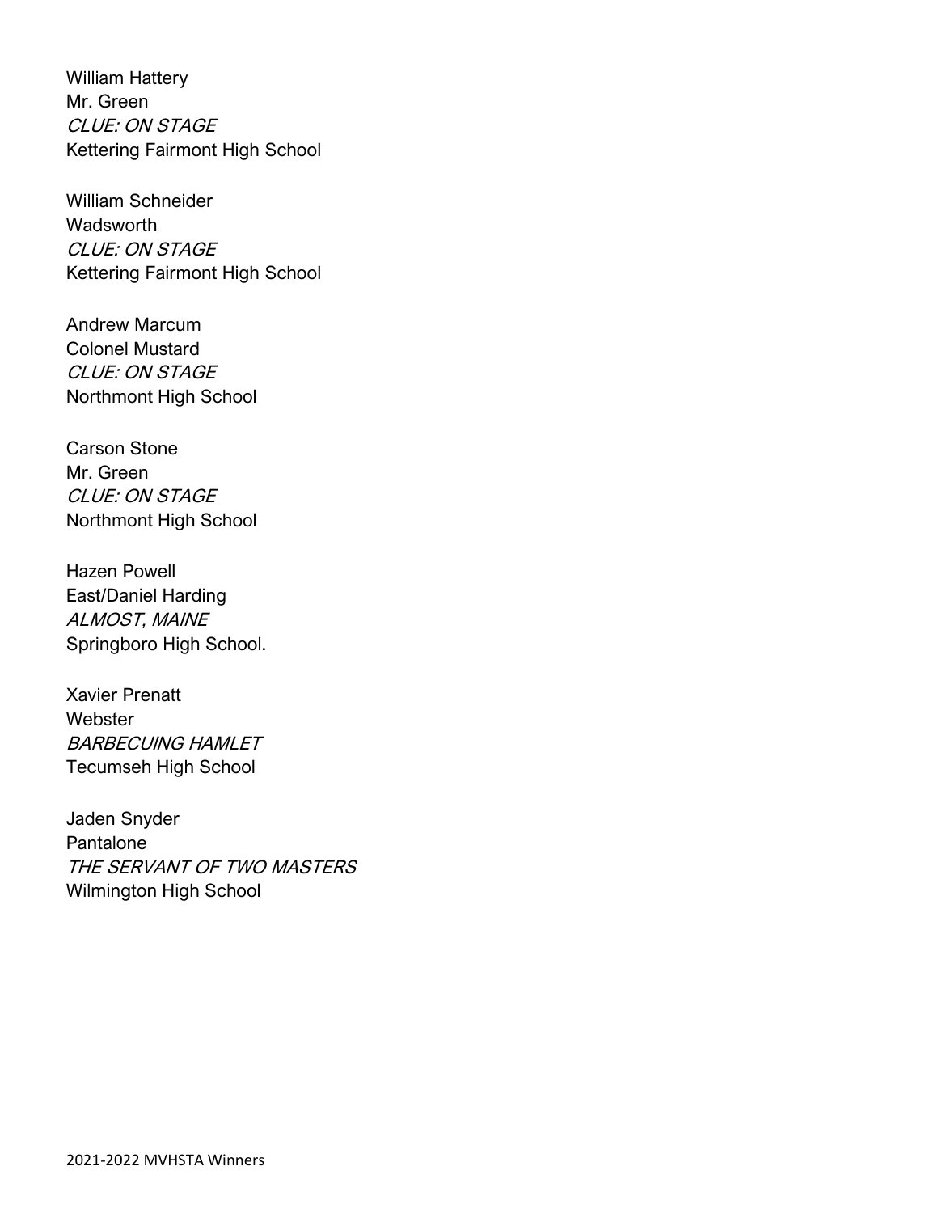William Hattery
Mr. Green
*CLUE: ON STAGE*
Kettering Fairmont High School

William Schneider
Wadsworth
*CLUE: ON STAGE*
Kettering Fairmont High School

Andrew Marcum
Colonel Mustard
*CLUE: ON STAGE*
Northmont High School

Carson Stone
Mr. Green
*CLUE: ON STAGE*
Northmont High School

Hazen Powell
East/Daniel Harding
*ALMOST, MAINE*
Springboro High School.

Xavier Prenatt
Webster
*BARBECUING HAMLET*
Tecumseh High School

Jaden Snyder
Pantalone
*THE SERVANT OF TWO MASTERS*
Wilmington High School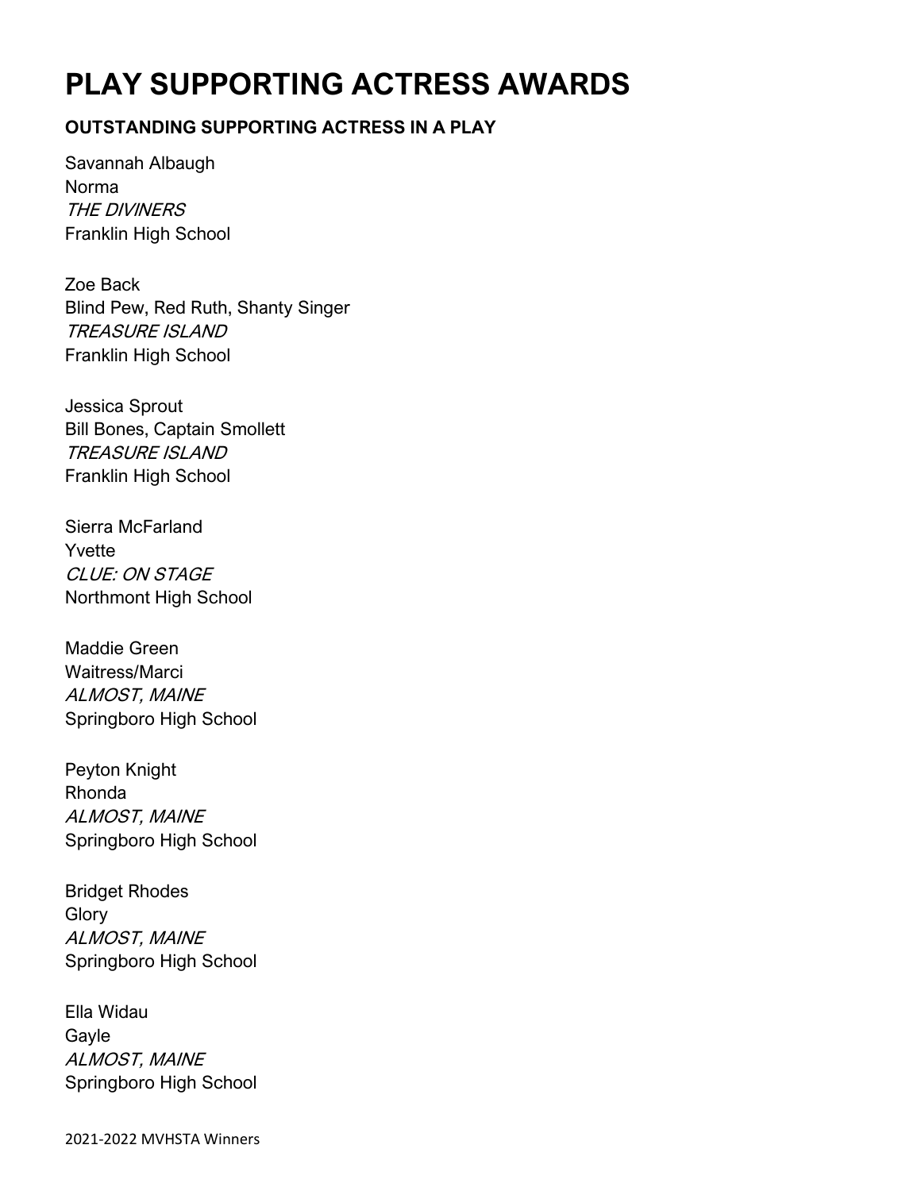# PLAY SUPPORTING ACTRESS AWARDS

**OUTSTANDING SUPPORTING ACTRESS IN A PLAY**

Savannah Albaugh
Norma
*THE DIVINERS*
Franklin High School

Zoe Back
Blind Pew, Red Ruth, Shanty Singer
*TREASURE ISLAND*
Franklin High School

Jessica Sprout
Bill Bones, Captain Smollett
*TREASURE ISLAND*
Franklin High School

Sierra McFarland
Yvette
*CLUE: ON STAGE*
Northmont High School

Maddie Green
Waitress/Marci
*ALMOST, MAINE*
Springboro High School

Peyton Knight
Rhonda
*ALMOST, MAINE*
Springboro High School

Bridget Rhodes
Glory
*ALMOST, MAINE*
Springboro High School

Ella Widau
Gayle
*ALMOST, MAINE*
Springboro High School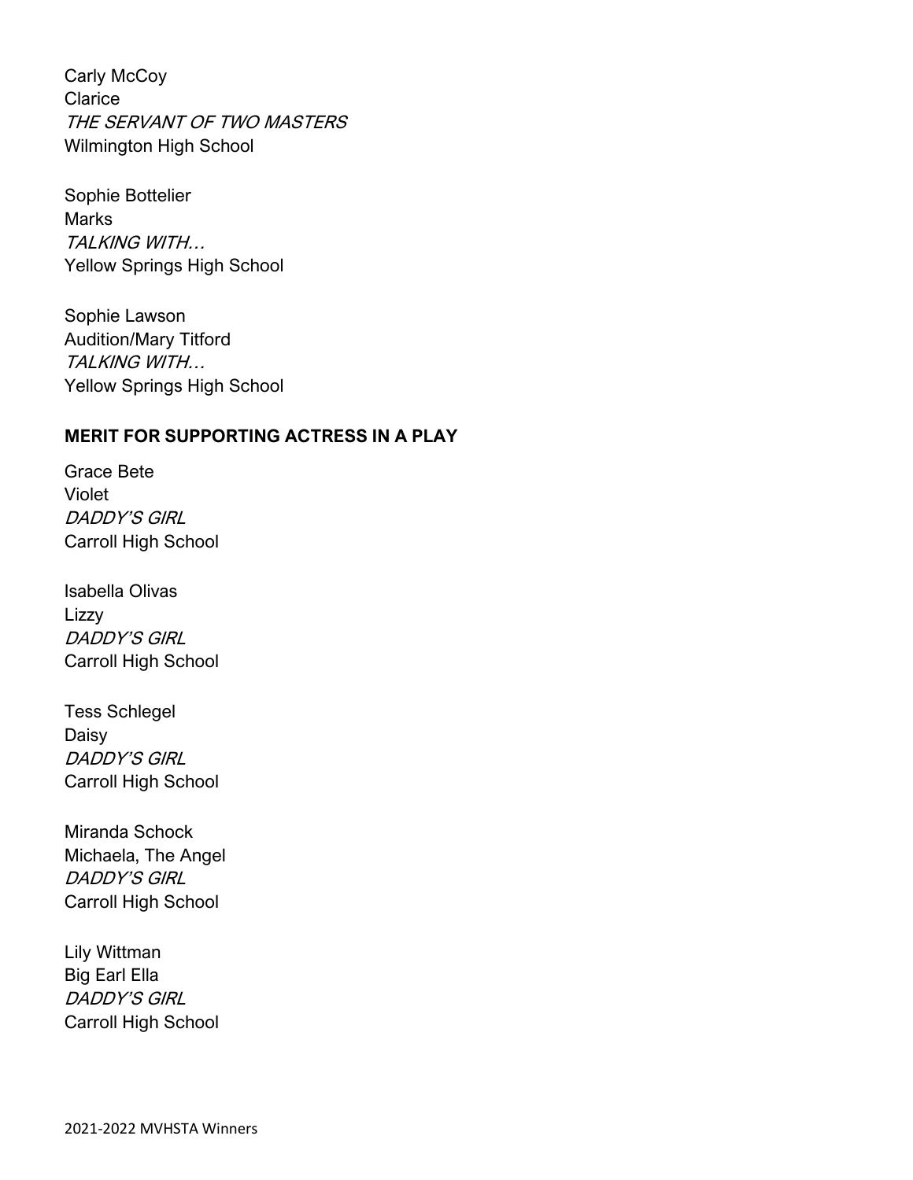Carly McCoy  
Clarice  
*THE SERVANT OF TWO MASTERS*  
Wilmington High School

Sophie Bottelier  
Marks  
*TALKING WITH…*  
Yellow Springs High School

Sophie Lawson  
Audition/Mary Titford  
*TALKING WITH…*  
Yellow Springs High School

**MERIT FOR SUPPORTING ACTRESS IN A PLAY**

Grace Bete  
Violet  
*DADDY'S GIRL*  
Carroll High School

Isabella Olivas  
Lizzy  
*DADDY'S GIRL*  
Carroll High School

Tess Schlegel  
Daisy  
*DADDY'S GIRL*  
Carroll High School

Miranda Schock  
Michaela, The Angel  
*DADDY'S GIRL*  
Carroll High School

Lily Wittman  
Big Earl Ella  
*DADDY'S GIRL*  
Carroll High School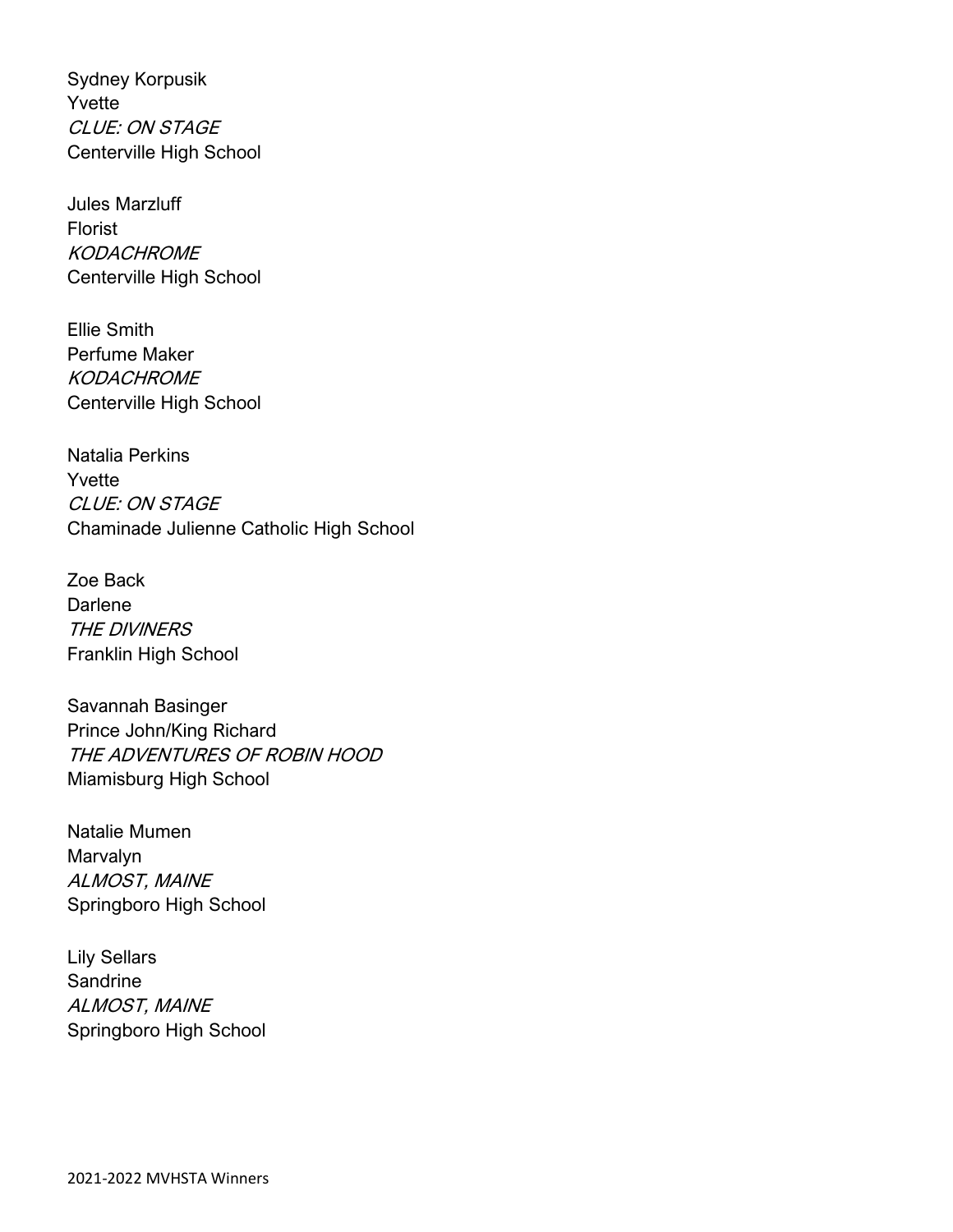Sydney Korpusik
Yvette
*CLUE: ON STAGE*
Centerville High School

Jules Marzluff
Florist
*KODACHROME*
Centerville High School

Ellie Smith
Perfume Maker
*KODACHROME*
Centerville High School

Natalia Perkins
Yvette
*CLUE: ON STAGE*
Chaminade Julienne Catholic High School

Zoe Back
Darlene
*THE DIVINERS*
Franklin High School

Savannah Basinger
Prince John/King Richard
*THE ADVENTURES OF ROBIN HOOD*
Miamisburg High School

Natalie Mumen
Marvalyn
*ALMOST, MAINE*
Springboro High School

Lily Sellars
Sandrine
*ALMOST, MAINE*
Springboro High School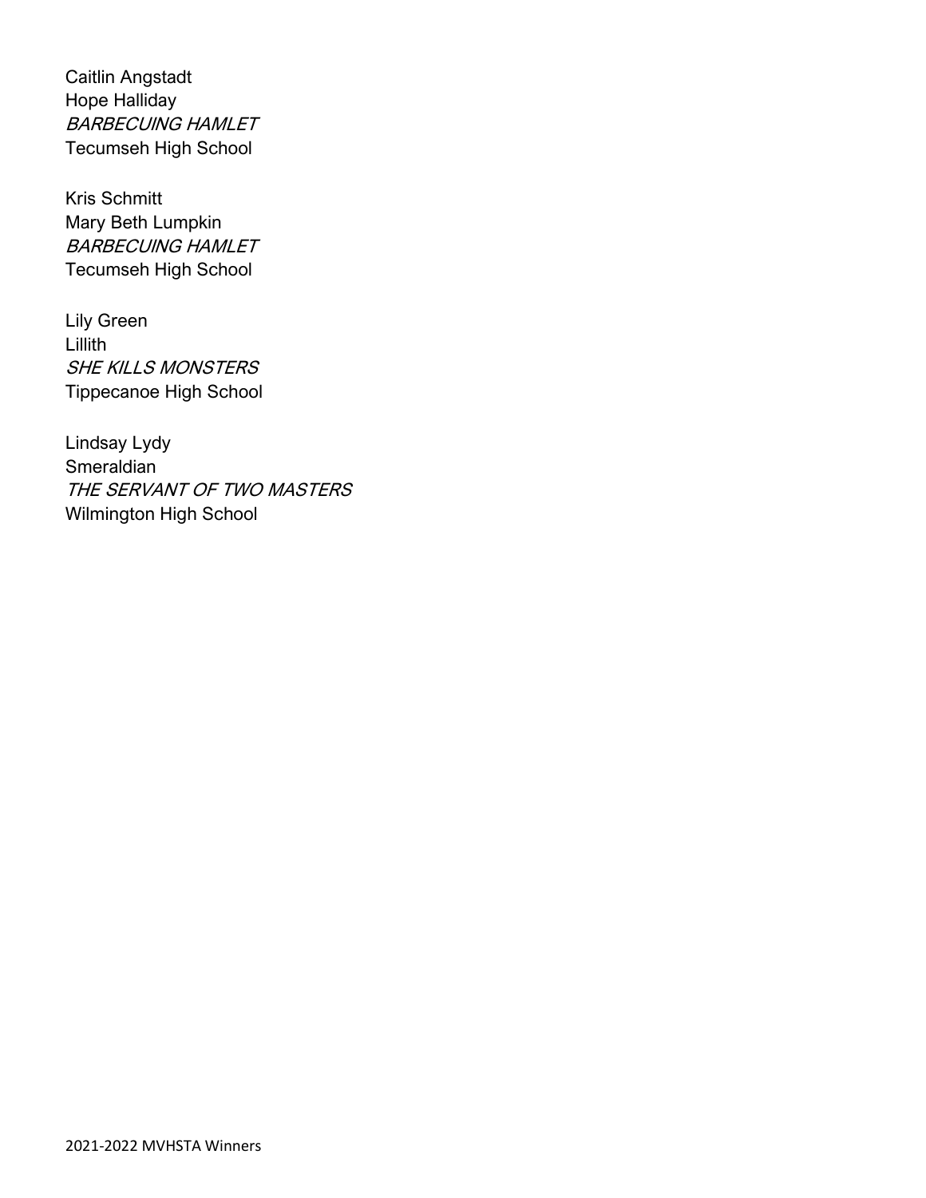Caitlin Angstadt
Hope Halliday
*BARBECUING HAMLET*
Tecumseh High School

Kris Schmitt
Mary Beth Lumpkin
*BARBECUING HAMLET*
Tecumseh High School

Lily Green
Lillith
*SHE KILLS MONSTERS*
Tippecanoe High School

Lindsay Lydy
Smeraldian
*THE SERVANT OF TWO MASTERS*
Wilmington High School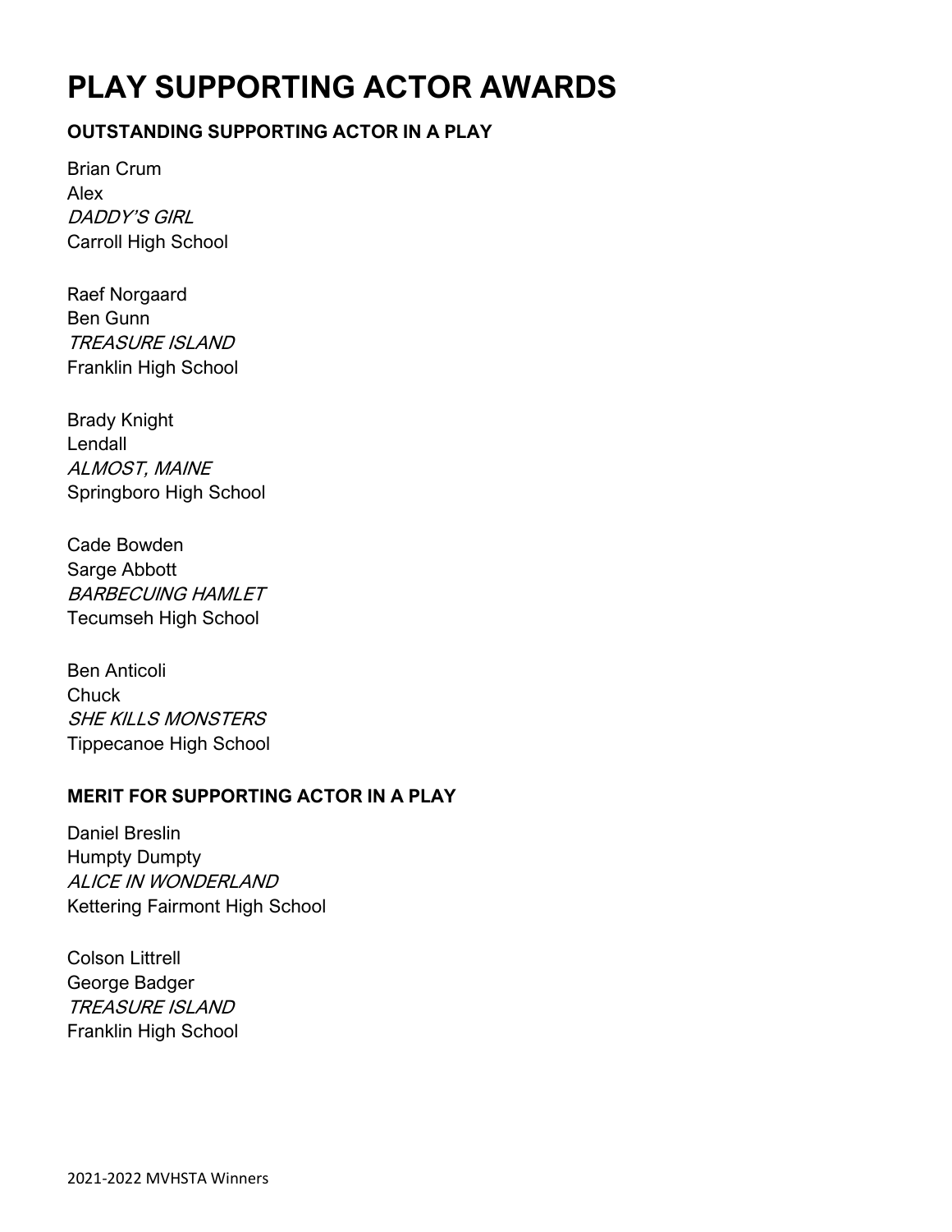# PLAY SUPPORTING ACTOR AWARDS

### OUTSTANDING SUPPORTING ACTOR IN A PLAY

Brian Crum
Alex
*DADDY'S GIRL*
Carroll High School

Raef Norgaard
Ben Gunn
*TREASURE ISLAND*
Franklin High School

Brady Knight
Lendall
*ALMOST, MAINE*
Springboro High School

Cade Bowden
Sarge Abbott
*BARBECUING HAMLET*
Tecumseh High School

Ben Anticoli
Chuck
*SHE KILLS MONSTERS*
Tippecanoe High School

### MERIT FOR SUPPORTING ACTOR IN A PLAY

Daniel Breslin
Humpty Dumpty
*ALICE IN WONDERLAND*
Kettering Fairmont High School

Colson Littrell
George Badger
*TREASURE ISLAND*
Franklin High School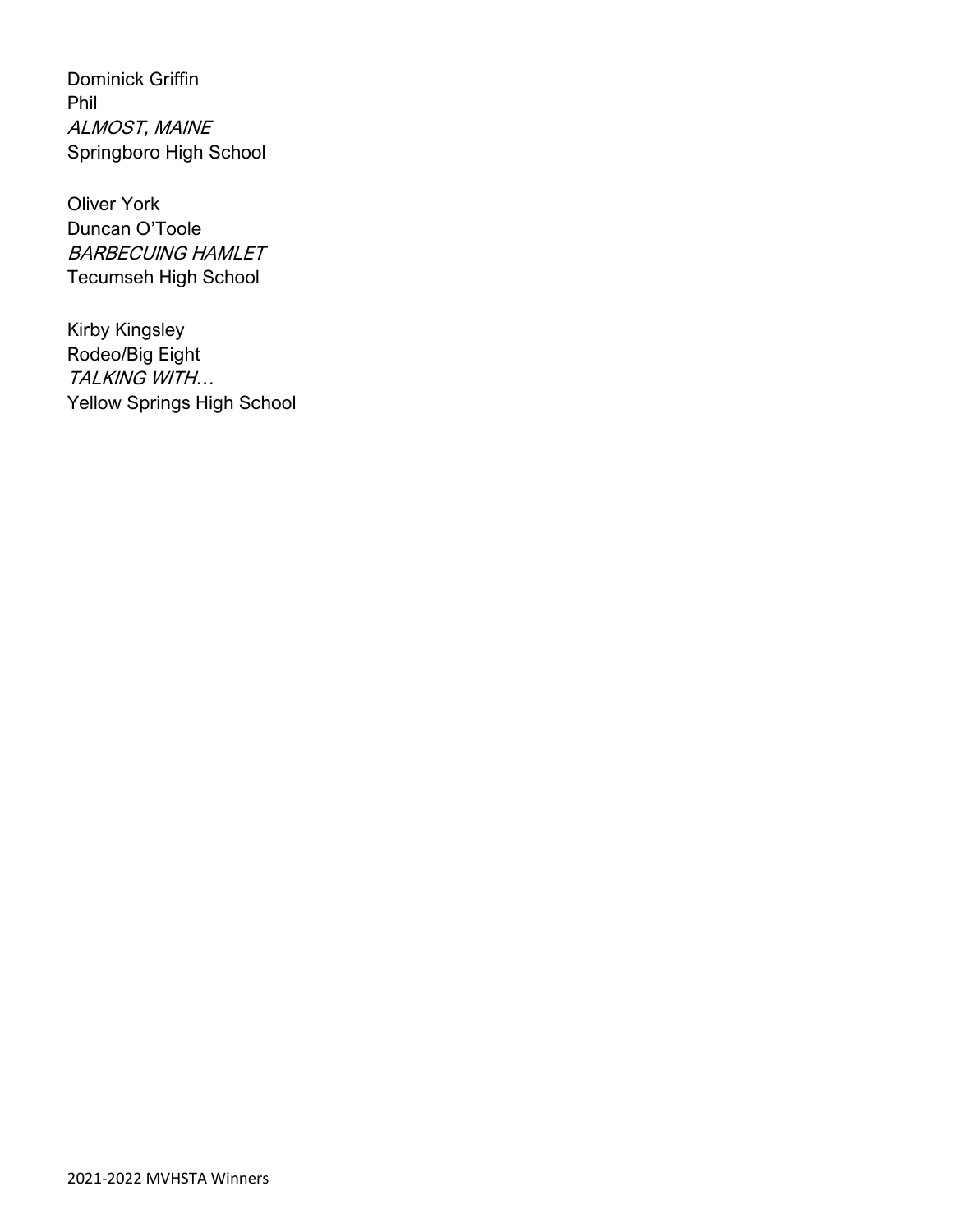Dominick Griffin
Phil
*ALMOST, MAINE*
Springboro High School

Oliver York
Duncan O'Toole
*BARBECUING HAMLET*
Tecumseh High School

Kirby Kingsley
Rodeo/Big Eight
*TALKING WITH…*
Yellow Springs High School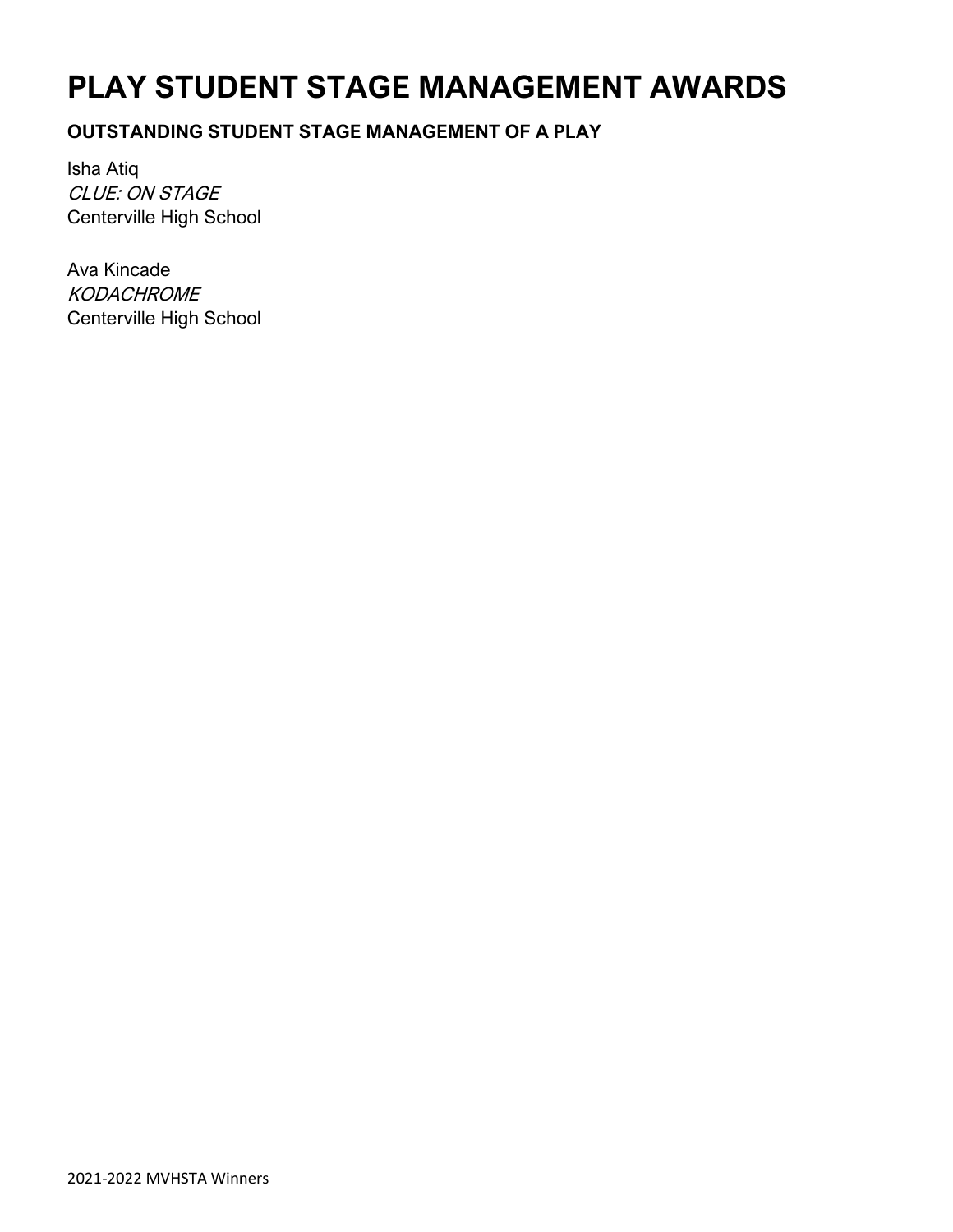# PLAY STUDENT STAGE MANAGEMENT AWARDS

### OUTSTANDING STUDENT STAGE MANAGEMENT OF A PLAY

Isha Atiq
*CLUE: ON STAGE*
Centerville High School

Ava Kincade
*KODACHROME*
Centerville High School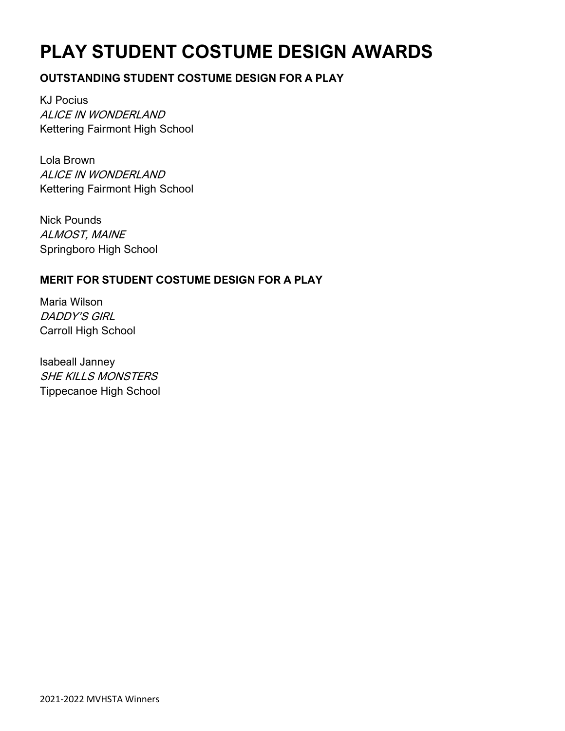# PLAY STUDENT COSTUME DESIGN AWARDS

### OUTSTANDING STUDENT COSTUME DESIGN FOR A PLAY

KJ Pocius
*ALICE IN WONDERLAND*
Kettering Fairmont High School

Lola Brown
*ALICE IN WONDERLAND*
Kettering Fairmont High School

Nick Pounds
*ALMOST, MAINE*
Springboro High School

### MERIT FOR STUDENT COSTUME DESIGN FOR A PLAY

Maria Wilson
*DADDY'S GIRL*
Carroll High School

Isabeall Janney
*SHE KILLS MONSTERS*
Tippecanoe High School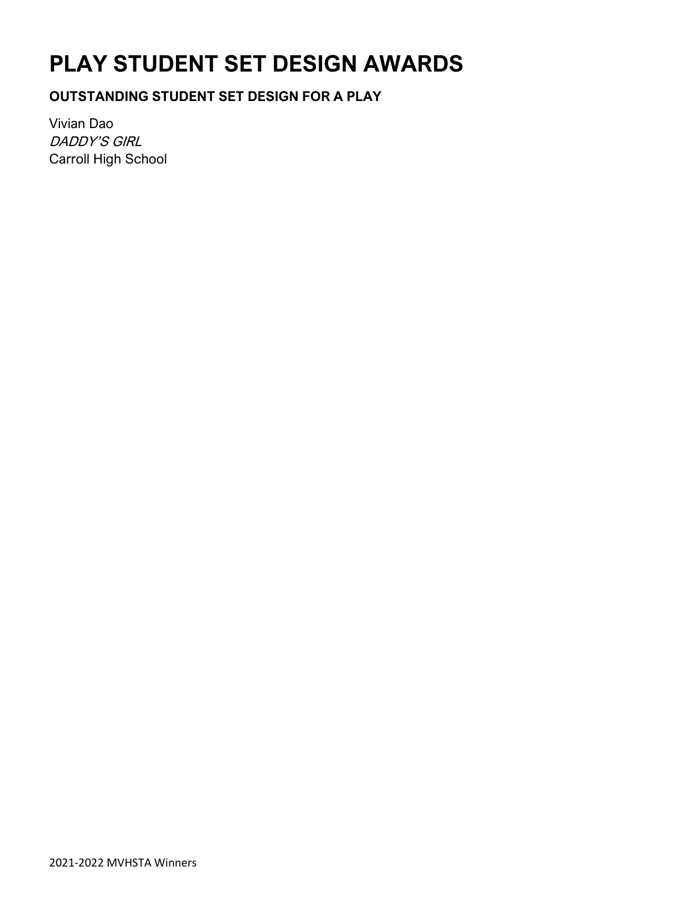# PLAY STUDENT SET DESIGN AWARDS

### OUTSTANDING STUDENT SET DESIGN FOR A PLAY

Vivian Dao
*DADDY'S GIRL*
Carroll High School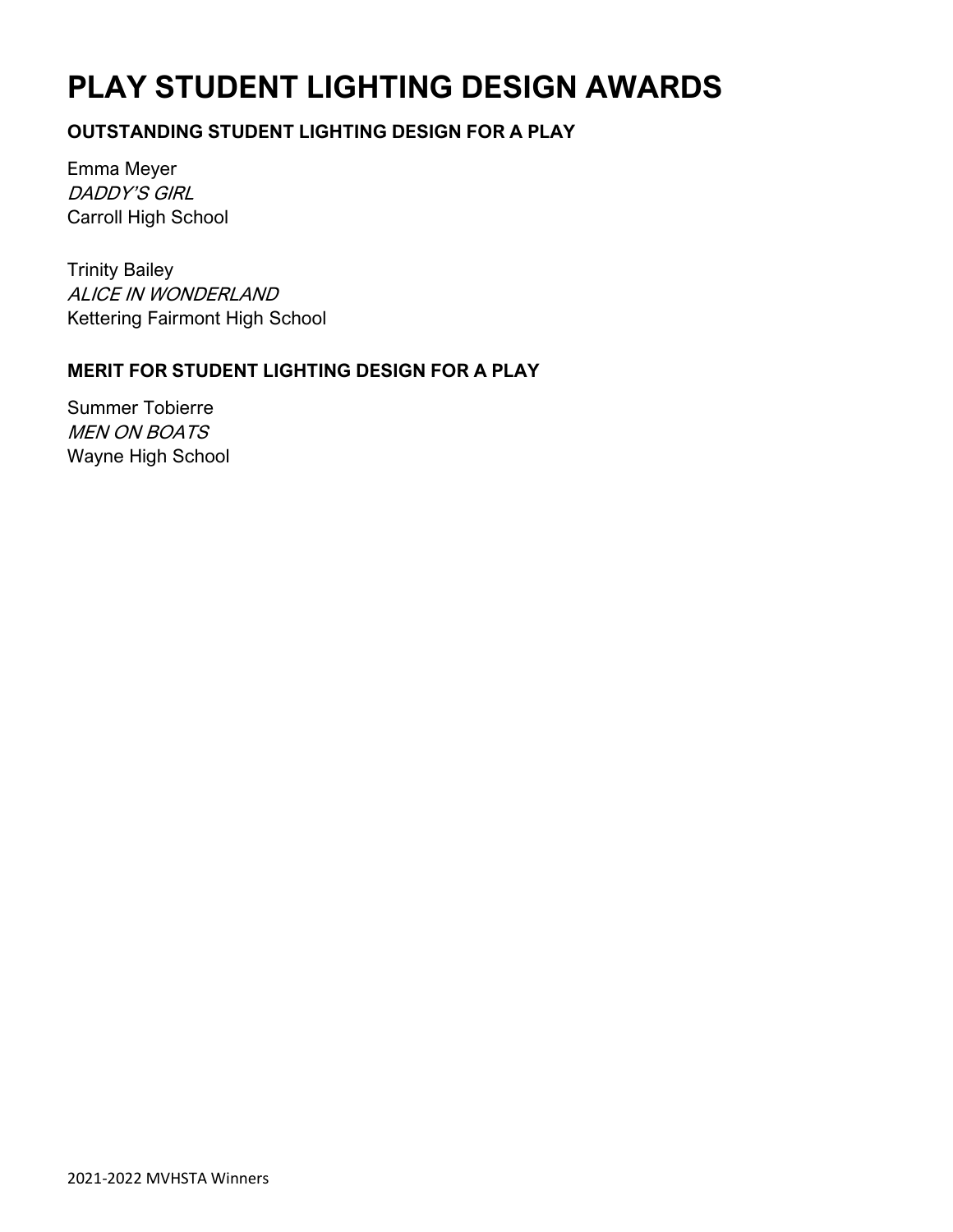# PLAY STUDENT LIGHTING DESIGN AWARDS

### OUTSTANDING STUDENT LIGHTING DESIGN FOR A PLAY

Emma Meyer
*DADDY'S GIRL*
Carroll High School

Trinity Bailey
*ALICE IN WONDERLAND*
Kettering Fairmont High School

### MERIT FOR STUDENT LIGHTING DESIGN FOR A PLAY

Summer Tobierre
*MEN ON BOATS*
Wayne High School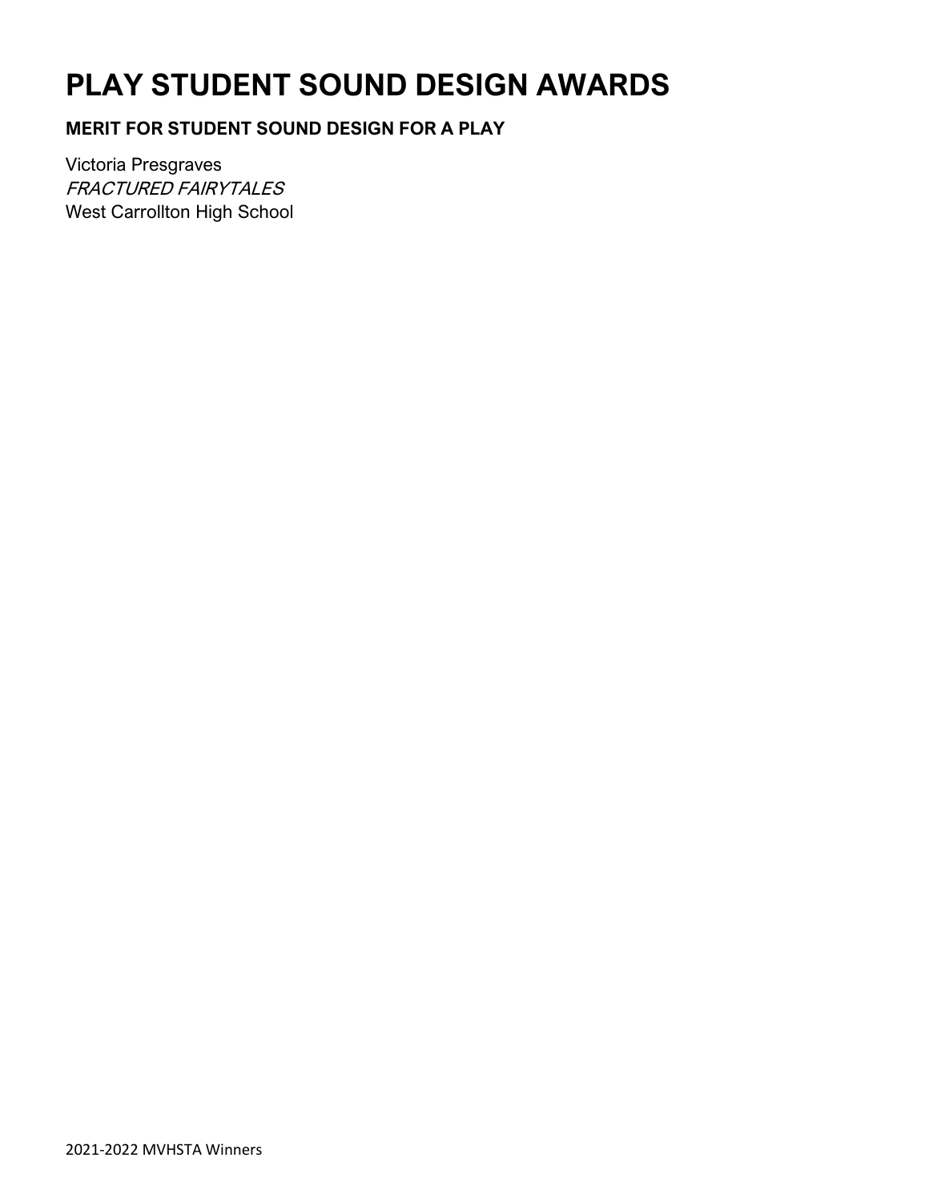# PLAY STUDENT SOUND DESIGN AWARDS

**MERIT FOR STUDENT SOUND DESIGN FOR A PLAY**

Victoria Presgraves
*FRACTURED FAIRYTALES*
West Carrollton High School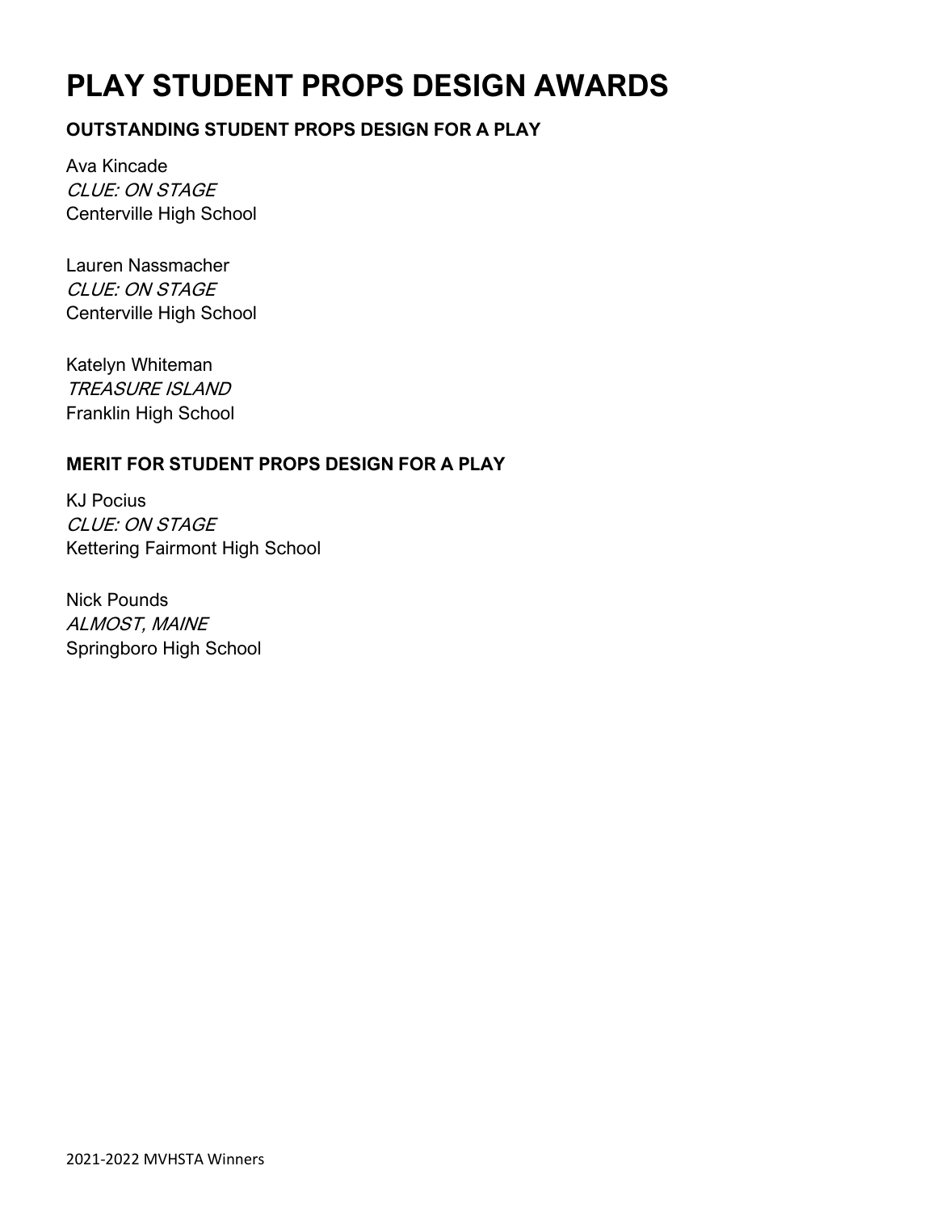# PLAY STUDENT PROPS DESIGN AWARDS

### OUTSTANDING STUDENT PROPS DESIGN FOR A PLAY

Ava Kincade
*CLUE: ON STAGE*
Centerville High School

Lauren Nassmacher
*CLUE: ON STAGE*
Centerville High School

Katelyn Whiteman
*TREASURE ISLAND*
Franklin High School

### MERIT FOR STUDENT PROPS DESIGN FOR A PLAY

KJ Pocius
*CLUE: ON STAGE*
Kettering Fairmont High School

Nick Pounds
*ALMOST, MAINE*
Springboro High School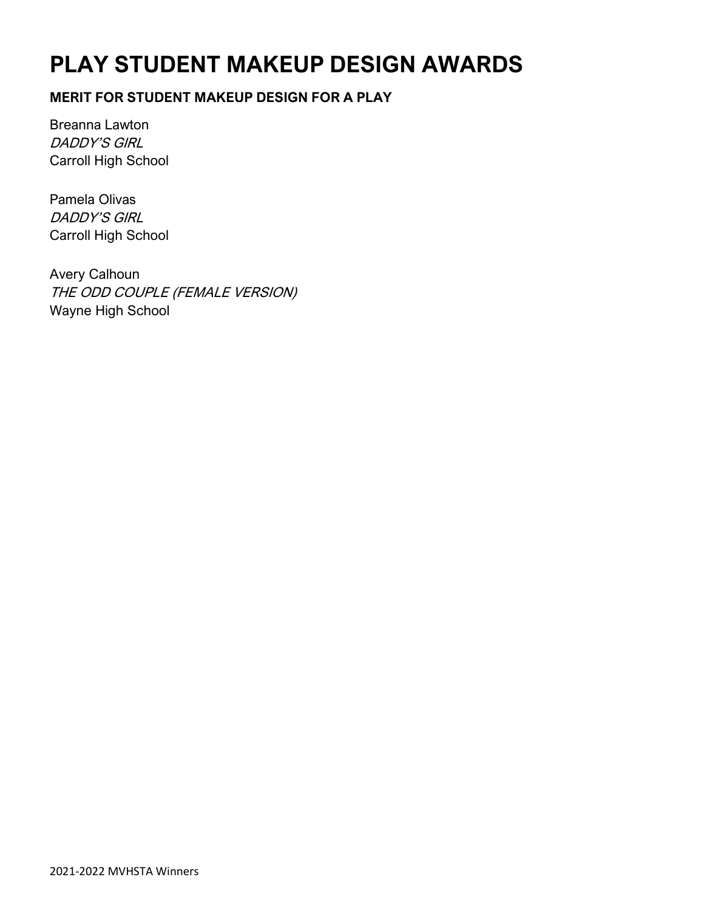# PLAY STUDENT MAKEUP DESIGN AWARDS

**MERIT FOR STUDENT MAKEUP DESIGN FOR A PLAY**

Breanna Lawton
*DADDY'S GIRL*
Carroll High School

Pamela Olivas
*DADDY'S GIRL*
Carroll High School

Avery Calhoun
*THE ODD COUPLE (FEMALE VERSION)*
Wayne High School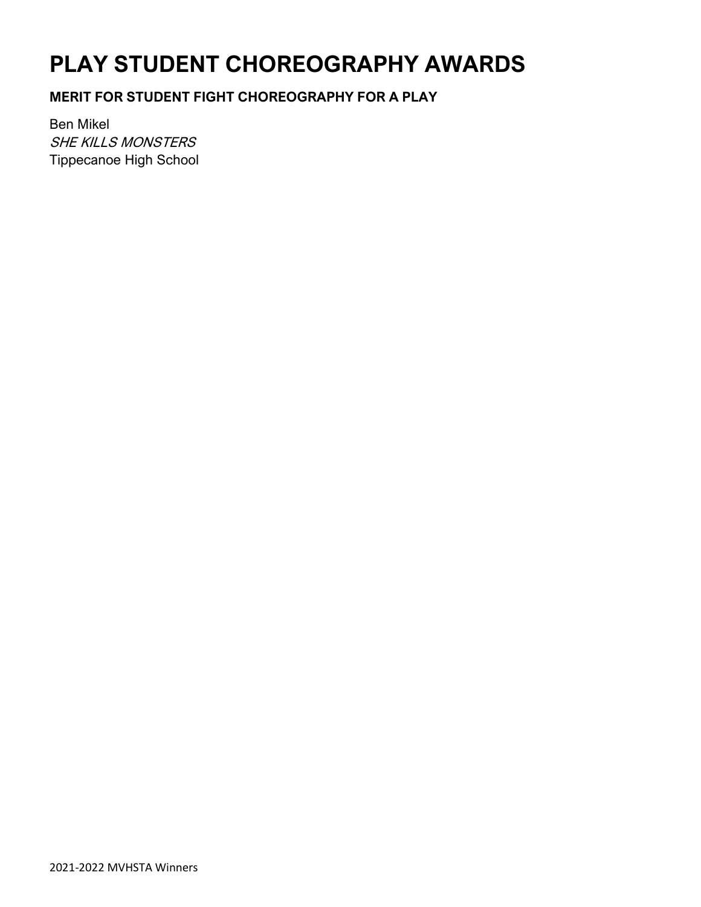# PLAY STUDENT CHOREOGRAPHY AWARDS

### MERIT FOR STUDENT FIGHT CHOREOGRAPHY FOR A PLAY

Ben Mikel
*SHE KILLS MONSTERS*
Tippecanoe High School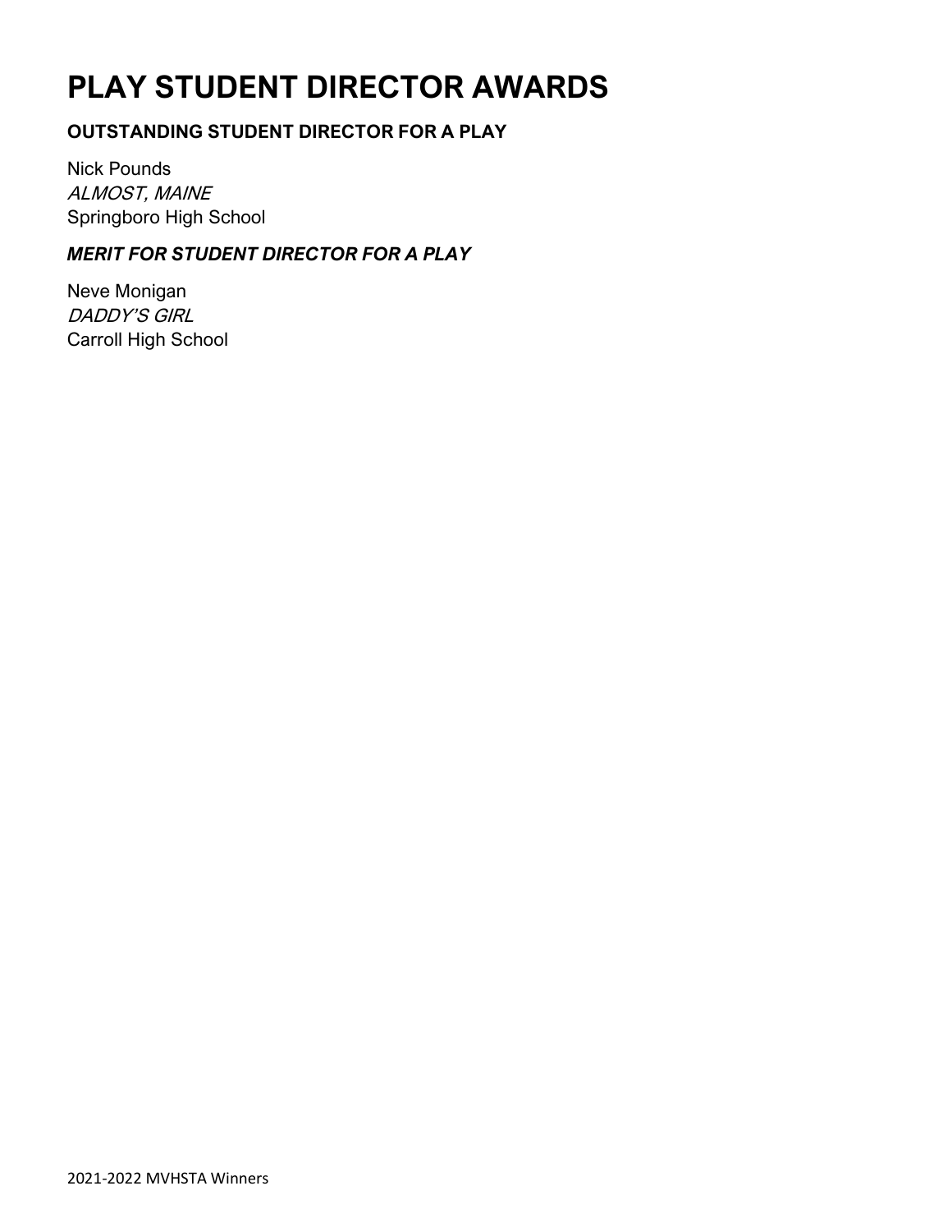# PLAY STUDENT DIRECTOR AWARDS

### OUTSTANDING STUDENT DIRECTOR FOR A PLAY

Nick Pounds
*ALMOST, MAINE*
Springboro High School

### *MERIT FOR STUDENT DIRECTOR FOR A PLAY*

Neve Monigan
*DADDY'S GIRL*
Carroll High School